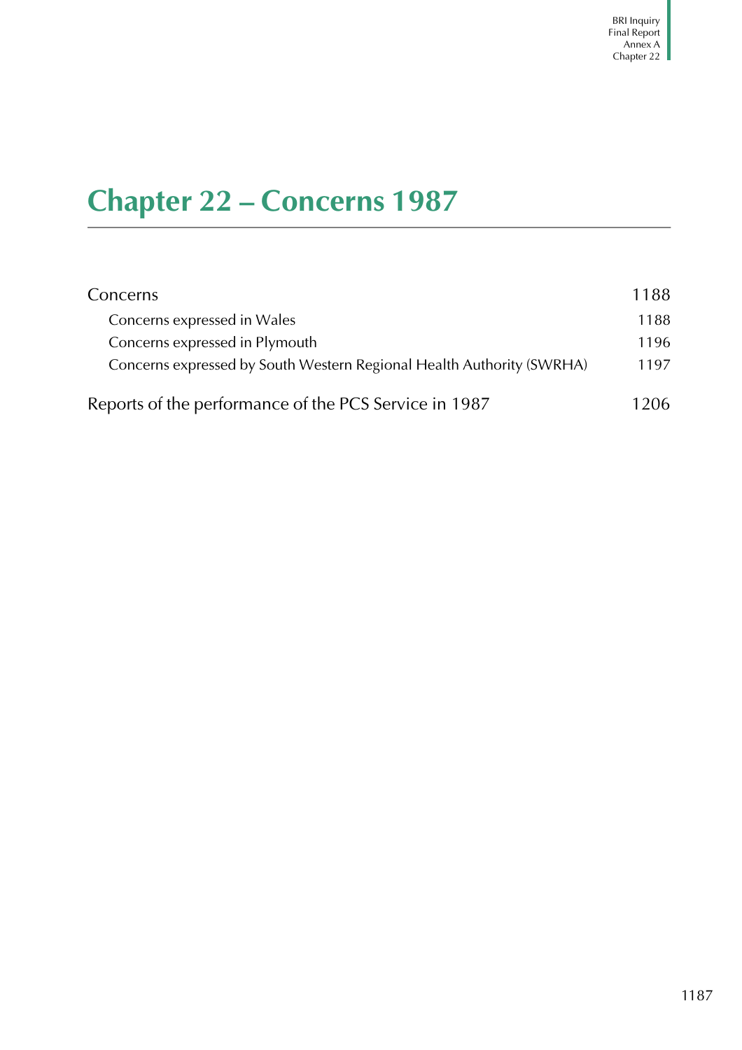# Chapter 22 – Concerns 1987

| | |
|---|---|
| Concerns | 1188 |
| Concerns expressed in Wales | 1188 |
| Concerns expressed in Plymouth | 1196 |
| Concerns expressed by South Western Regional Health Authority (SWRHA) | 1197 |
| Reports of the performance of the PCS Service in 1987 | 1206 |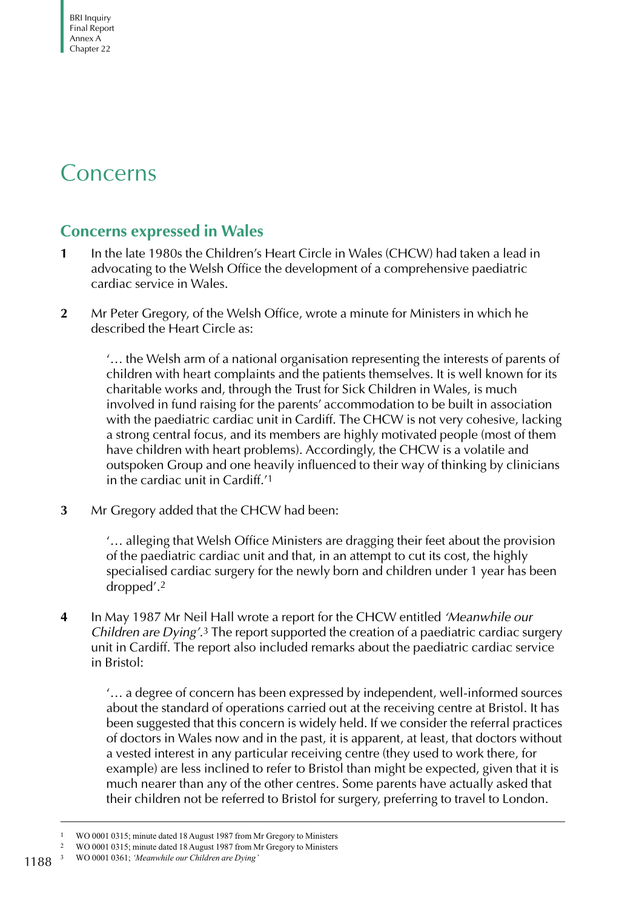# Concerns

## Concerns expressed in Wales

**1** In the late 1980s the Children's Heart Circle in Wales (CHCW) had taken a lead in advocating to the Welsh Office the development of a comprehensive paediatric cardiac service in Wales.

**2** Mr Peter Gregory, of the Welsh Office, wrote a minute for Ministers in which he described the Heart Circle as:

> '… the Welsh arm of a national organisation representing the interests of parents of children with heart complaints and the patients themselves. It is well known for its charitable works and, through the Trust for Sick Children in Wales, is much involved in fund raising for the parents' accommodation to be built in association with the paediatric cardiac unit in Cardiff. The CHCW is not very cohesive, lacking a strong central focus, and its members are highly motivated people (most of them have children with heart problems). Accordingly, the CHCW is a volatile and outspoken Group and one heavily influenced to their way of thinking by clinicians in the cardiac unit in Cardiff.'[1]

**3** Mr Gregory added that the CHCW had been:

> '… alleging that Welsh Office Ministers are dragging their feet about the provision of the paediatric cardiac unit and that, in an attempt to cut its cost, the highly specialised cardiac surgery for the newly born and children under 1 year has been dropped'.[2]

**4** In May 1987 Mr Neil Hall wrote a report for the CHCW entitled *'Meanwhile our Children are Dying'*.[3] The report supported the creation of a paediatric cardiac surgery unit in Cardiff. The report also included remarks about the paediatric cardiac service in Bristol:

> '… a degree of concern has been expressed by independent, well-informed sources about the standard of operations carried out at the receiving centre at Bristol. It has been suggested that this concern is widely held. If we consider the referral practices of doctors in Wales now and in the past, it is apparent, at least, that doctors without a vested interest in any particular receiving centre (they used to work there, for example) are less inclined to refer to Bristol than might be expected, given that it is much nearer than any of the other centres. Some parents have actually asked that their children not be referred to Bristol for surgery, preferring to travel to London.

---

1 WO 0001 0315; minute dated 18 August 1987 from Mr Gregory to Ministers

2 WO 0001 0315; minute dated 18 August 1987 from Mr Gregory to Ministers

3 WO 0001 0361; *'Meanwhile our Children are Dying'*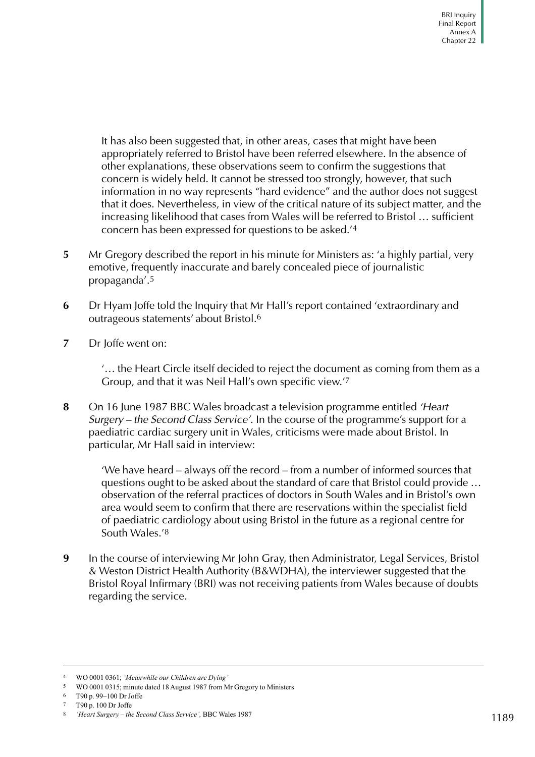> It has also been suggested that, in other areas, cases that might have been appropriately referred to Bristol have been referred elsewhere. In the absence of other explanations, these observations seem to confirm the suggestions that concern is widely held. It cannot be stressed too strongly, however, that such information in no way represents "hard evidence" and the author does not suggest that it does. Nevertheless, in view of the critical nature of its subject matter, and the increasing likelihood that cases from Wales will be referred to Bristol … sufficient concern has been expressed for questions to be asked.'[4]

**5** Mr Gregory described the report in his minute for Ministers as: 'a highly partial, very emotive, frequently inaccurate and barely concealed piece of journalistic propaganda'.[5]

**6** Dr Hyam Joffe told the Inquiry that Mr Hall's report contained 'extraordinary and outrageous statements' about Bristol.[6]

**7** Dr Joffe went on:

> '… the Heart Circle itself decided to reject the document as coming from them as a Group, and that it was Neil Hall's own specific view.'[7]

**8** On 16 June 1987 BBC Wales broadcast a television programme entitled *'Heart Surgery – the Second Class Service'*. In the course of the programme's support for a paediatric cardiac surgery unit in Wales, criticisms were made about Bristol. In particular, Mr Hall said in interview:

> 'We have heard – always off the record – from a number of informed sources that questions ought to be asked about the standard of care that Bristol could provide … observation of the referral practices of doctors in South Wales and in Bristol's own area would seem to confirm that there are reservations within the specialist field of paediatric cardiology about using Bristol in the future as a regional centre for South Wales.'[8]

**9** In the course of interviewing Mr John Gray, then Administrator, Legal Services, Bristol & Weston District Health Authority (B&WDHA), the interviewer suggested that the Bristol Royal Infirmary (BRI) was not receiving patients from Wales because of doubts regarding the service.

---

[4] WO 0001 0361; *'Meanwhile our Children are Dying'*

[5] WO 0001 0315; minute dated 18 August 1987 from Mr Gregory to Ministers

[6] T90 p. 99–100 Dr Joffe

[7] T90 p. 100 Dr Joffe

[8] *'Heart Surgery – the Second Class Service',* BBC Wales 1987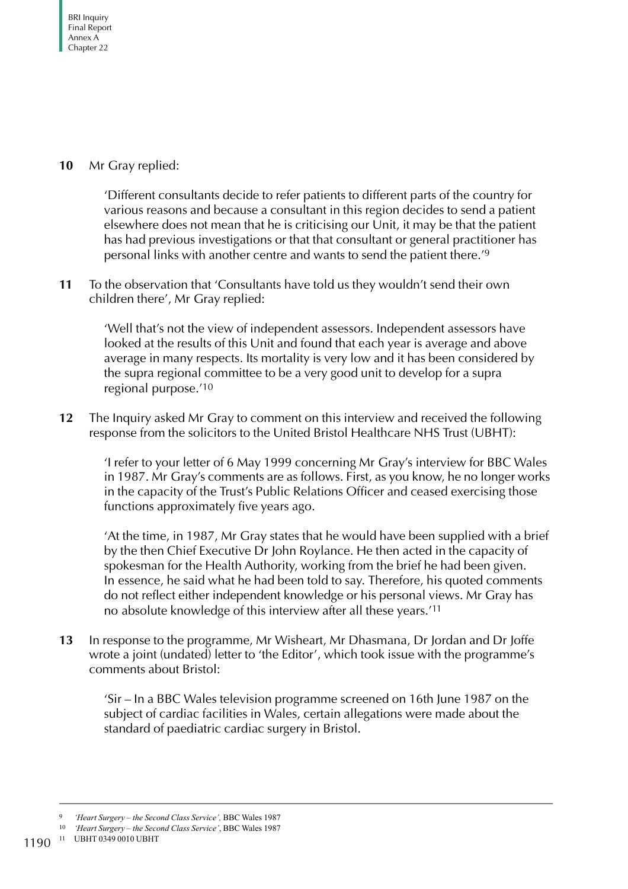**10** Mr Gray replied:

> 'Different consultants decide to refer patients to different parts of the country for various reasons and because a consultant in this region decides to send a patient elsewhere does not mean that he is criticising our Unit, it may be that the patient has had previous investigations or that that consultant or general practitioner has personal links with another centre and wants to send the patient there.'[9]

**11** To the observation that 'Consultants have told us they wouldn't send their own children there', Mr Gray replied:

> 'Well that's not the view of independent assessors. Independent assessors have looked at the results of this Unit and found that each year is average and above average in many respects. Its mortality is very low and it has been considered by the supra regional committee to be a very good unit to develop for a supra regional purpose.'[10]

**12** The Inquiry asked Mr Gray to comment on this interview and received the following response from the solicitors to the United Bristol Healthcare NHS Trust (UBHT):

> 'I refer to your letter of 6 May 1999 concerning Mr Gray's interview for BBC Wales in 1987. Mr Gray's comments are as follows. First, as you know, he no longer works in the capacity of the Trust's Public Relations Officer and ceased exercising those functions approximately five years ago.
>
> 'At the time, in 1987, Mr Gray states that he would have been supplied with a brief by the then Chief Executive Dr John Roylance. He then acted in the capacity of spokesman for the Health Authority, working from the brief he had been given. In essence, he said what he had been told to say. Therefore, his quoted comments do not reflect either independent knowledge or his personal views. Mr Gray has no absolute knowledge of this interview after all these years.'[11]

**13** In response to the programme, Mr Wisheart, Mr Dhasmana, Dr Jordan and Dr Joffe wrote a joint (undated) letter to 'the Editor', which took issue with the programme's comments about Bristol:

> 'Sir – In a BBC Wales television programme screened on 16th June 1987 on the subject of cardiac facilities in Wales, certain allegations were made about the standard of paediatric cardiac surgery in Bristol.

---

9 *'Heart Surgery – the Second Class Service'*, BBC Wales 1987

10 *'Heart Surgery – the Second Class Service'*, BBC Wales 1987

11 UBHT 0349 0010 UBHT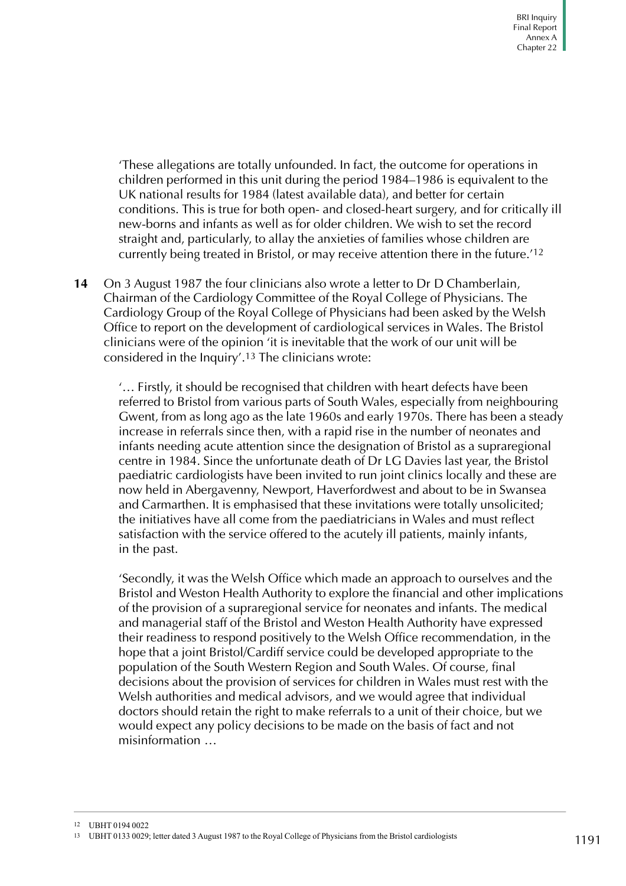'These allegations are totally unfounded. In fact, the outcome for operations in children performed in this unit during the period 1984–1986 is equivalent to the UK national results for 1984 (latest available data), and better for certain conditions. This is true for both open- and closed-heart surgery, and for critically ill new-borns and infants as well as for older children. We wish to set the record straight and, particularly, to allay the anxieties of families whose children are currently being treated in Bristol, or may receive attention there in the future.'[12]

**14** On 3 August 1987 the four clinicians also wrote a letter to Dr D Chamberlain, Chairman of the Cardiology Committee of the Royal College of Physicians. The Cardiology Group of the Royal College of Physicians had been asked by the Welsh Office to report on the development of cardiological services in Wales. The Bristol clinicians were of the opinion 'it is inevitable that the work of our unit will be considered in the Inquiry'.[13] The clinicians wrote:

> '… Firstly, it should be recognised that children with heart defects have been referred to Bristol from various parts of South Wales, especially from neighbouring Gwent, from as long ago as the late 1960s and early 1970s. There has been a steady increase in referrals since then, with a rapid rise in the number of neonates and infants needing acute attention since the designation of Bristol as a supraregional centre in 1984. Since the unfortunate death of Dr LG Davies last year, the Bristol paediatric cardiologists have been invited to run joint clinics locally and these are now held in Abergavenny, Newport, Haverfordwest and about to be in Swansea and Carmarthen. It is emphasised that these invitations were totally unsolicited; the initiatives have all come from the paediatricians in Wales and must reflect satisfaction with the service offered to the acutely ill patients, mainly infants, in the past.
>
> 'Secondly, it was the Welsh Office which made an approach to ourselves and the Bristol and Weston Health Authority to explore the financial and other implications of the provision of a supraregional service for neonates and infants. The medical and managerial staff of the Bristol and Weston Health Authority have expressed their readiness to respond positively to the Welsh Office recommendation, in the hope that a joint Bristol/Cardiff service could be developed appropriate to the population of the South Western Region and South Wales. Of course, final decisions about the provision of services for children in Wales must rest with the Welsh authorities and medical advisors, and we would agree that individual doctors should retain the right to make referrals to a unit of their choice, but we would expect any policy decisions to be made on the basis of fact and not misinformation …

---

[12] UBHT 0194 0022

[13] UBHT 0133 0029; letter dated 3 August 1987 to the Royal College of Physicians from the Bristol cardiologists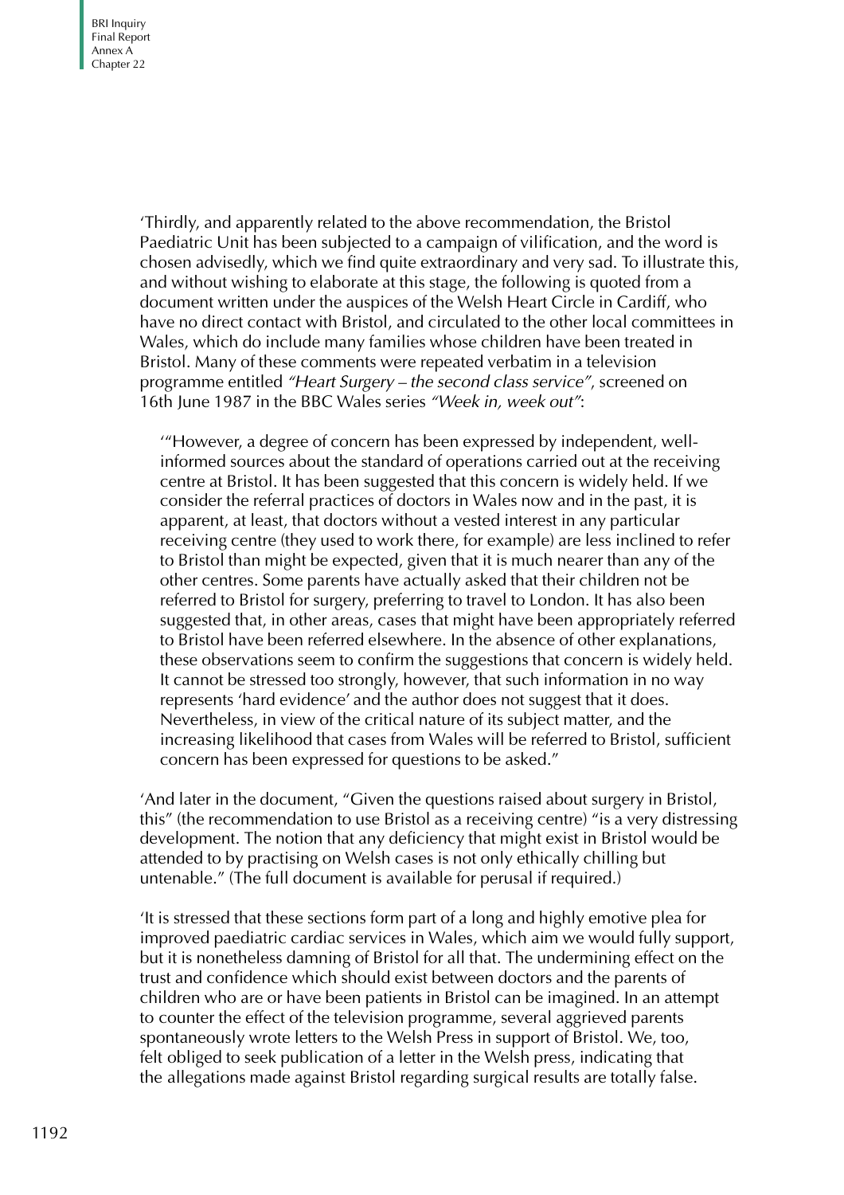'Thirdly, and apparently related to the above recommendation, the Bristol Paediatric Unit has been subjected to a campaign of vilification, and the word is chosen advisedly, which we find quite extraordinary and very sad. To illustrate this, and without wishing to elaborate at this stage, the following is quoted from a document written under the auspices of the Welsh Heart Circle in Cardiff, who have no direct contact with Bristol, and circulated to the other local committees in Wales, which do include many families whose children have been treated in Bristol. Many of these comments were repeated verbatim in a television programme entitled *"Heart Surgery – the second class service"*, screened on 16th June 1987 in the BBC Wales series *"Week in, week out"*:

> '"However, a degree of concern has been expressed by independent, well-informed sources about the standard of operations carried out at the receiving centre at Bristol. It has been suggested that this concern is widely held. If we consider the referral practices of doctors in Wales now and in the past, it is apparent, at least, that doctors without a vested interest in any particular receiving centre (they used to work there, for example) are less inclined to refer to Bristol than might be expected, given that it is much nearer than any of the other centres. Some parents have actually asked that their children not be referred to Bristol for surgery, preferring to travel to London. It has also been suggested that, in other areas, cases that might have been appropriately referred to Bristol have been referred elsewhere. In the absence of other explanations, these observations seem to confirm the suggestions that concern is widely held. It cannot be stressed too strongly, however, that such information in no way represents 'hard evidence' and the author does not suggest that it does. Nevertheless, in view of the critical nature of its subject matter, and the increasing likelihood that cases from Wales will be referred to Bristol, sufficient concern has been expressed for questions to be asked."

'And later in the document, "Given the questions raised about surgery in Bristol, this" (the recommendation to use Bristol as a receiving centre) "is a very distressing development. The notion that any deficiency that might exist in Bristol would be attended to by practising on Welsh cases is not only ethically chilling but untenable." (The full document is available for perusal if required.)

'It is stressed that these sections form part of a long and highly emotive plea for improved paediatric cardiac services in Wales, which aim we would fully support, but it is nonetheless damning of Bristol for all that. The undermining effect on the trust and confidence which should exist between doctors and the parents of children who are or have been patients in Bristol can be imagined. In an attempt to counter the effect of the television programme, several aggrieved parents spontaneously wrote letters to the Welsh Press in support of Bristol. We, too, felt obliged to seek publication of a letter in the Welsh press, indicating that the allegations made against Bristol regarding surgical results are totally false.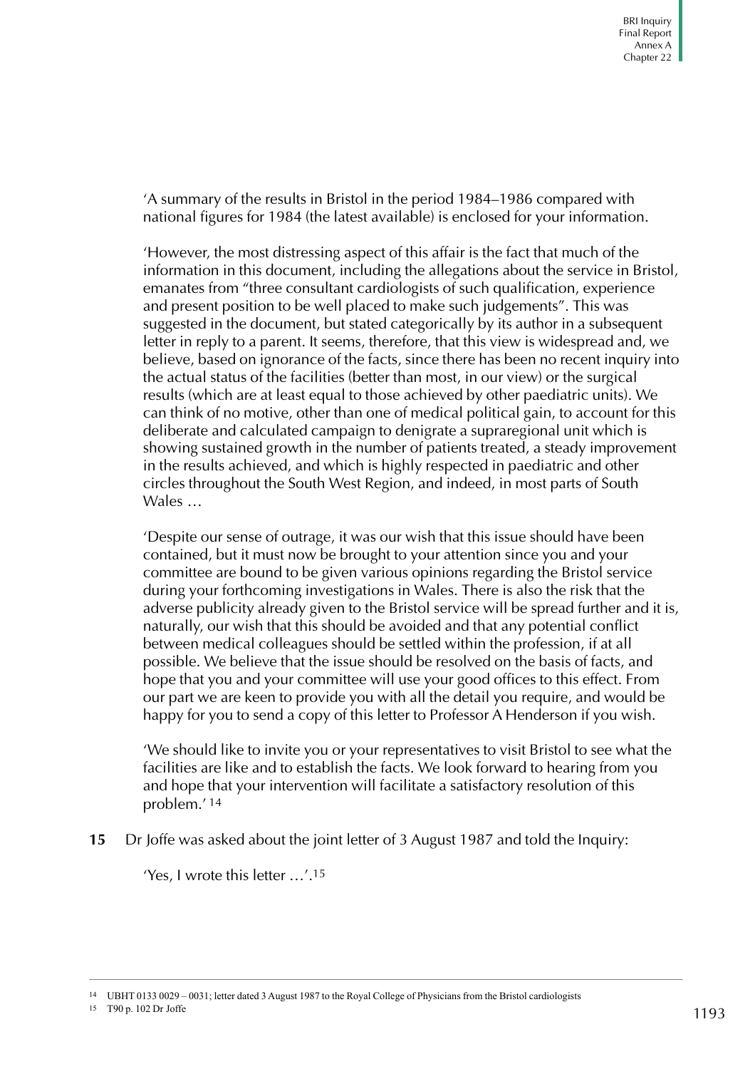'A summary of the results in Bristol in the period 1984–1986 compared with national figures for 1984 (the latest available) is enclosed for your information.

'However, the most distressing aspect of this affair is the fact that much of the information in this document, including the allegations about the service in Bristol, emanates from "three consultant cardiologists of such qualification, experience and present position to be well placed to make such judgements". This was suggested in the document, but stated categorically by its author in a subsequent letter in reply to a parent. It seems, therefore, that this view is widespread and, we believe, based on ignorance of the facts, since there has been no recent inquiry into the actual status of the facilities (better than most, in our view) or the surgical results (which are at least equal to those achieved by other paediatric units). We can think of no motive, other than one of medical political gain, to account for this deliberate and calculated campaign to denigrate a supraregional unit which is showing sustained growth in the number of patients treated, a steady improvement in the results achieved, and which is highly respected in paediatric and other circles throughout the South West Region, and indeed, in most parts of South Wales …

'Despite our sense of outrage, it was our wish that this issue should have been contained, but it must now be brought to your attention since you and your committee are bound to be given various opinions regarding the Bristol service during your forthcoming investigations in Wales. There is also the risk that the adverse publicity already given to the Bristol service will be spread further and it is, naturally, our wish that this should be avoided and that any potential conflict between medical colleagues should be settled within the profession, if at all possible. We believe that the issue should be resolved on the basis of facts, and hope that you and your committee will use your good offices to this effect. From our part we are keen to provide you with all the detail you require, and would be happy for you to send a copy of this letter to Professor A Henderson if you wish.

'We should like to invite you or your representatives to visit Bristol to see what the facilities are like and to establish the facts. We look forward to hearing from you and hope that your intervention will facilitate a satisfactory resolution of this problem.' [14]

**15** Dr Joffe was asked about the joint letter of 3 August 1987 and told the Inquiry:

'Yes, I wrote this letter …'.[15]

---

[14] UBHT 0133 0029 – 0031; letter dated 3 August 1987 to the Royal College of Physicians from the Bristol cardiologists

[15] T90 p. 102 Dr Joffe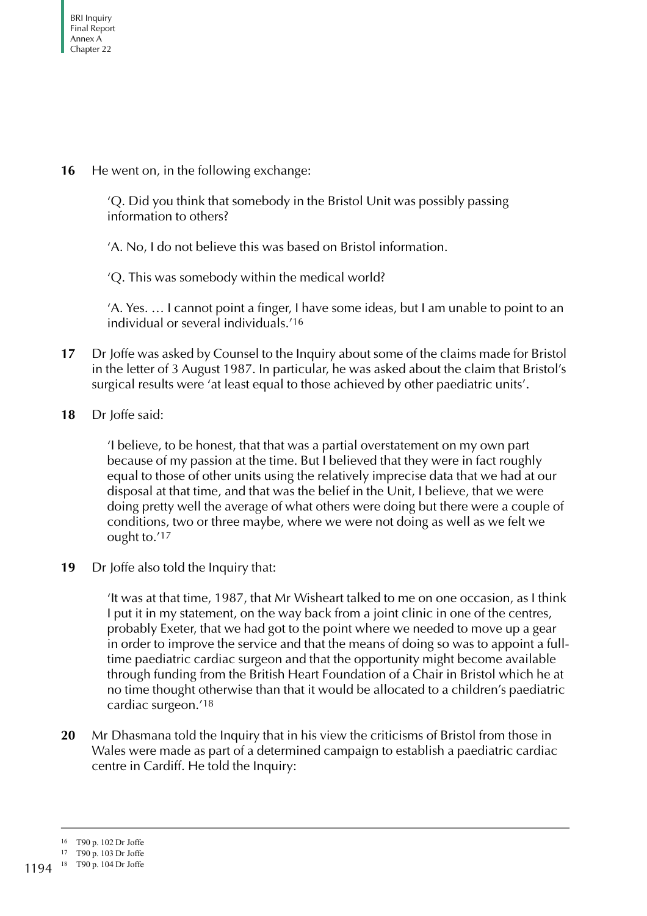**16** He went on, in the following exchange:

> 'Q. Did you think that somebody in the Bristol Unit was possibly passing information to others?
>
> 'A. No, I do not believe this was based on Bristol information.
>
> 'Q. This was somebody within the medical world?
>
> 'A. Yes. … I cannot point a finger, I have some ideas, but I am unable to point to an individual or several individuals.'[16]

**17** Dr Joffe was asked by Counsel to the Inquiry about some of the claims made for Bristol in the letter of 3 August 1987. In particular, he was asked about the claim that Bristol's surgical results were 'at least equal to those achieved by other paediatric units'.

**18** Dr Joffe said:

> 'I believe, to be honest, that that was a partial overstatement on my own part because of my passion at the time. But I believed that they were in fact roughly equal to those of other units using the relatively imprecise data that we had at our disposal at that time, and that was the belief in the Unit, I believe, that we were doing pretty well the average of what others were doing but there were a couple of conditions, two or three maybe, where we were not doing as well as we felt we ought to.'[17]

**19** Dr Joffe also told the Inquiry that:

> 'It was at that time, 1987, that Mr Wisheart talked to me on one occasion, as I think I put it in my statement, on the way back from a joint clinic in one of the centres, probably Exeter, that we had got to the point where we needed to move up a gear in order to improve the service and that the means of doing so was to appoint a full-time paediatric cardiac surgeon and that the opportunity might become available through funding from the British Heart Foundation of a Chair in Bristol which he at no time thought otherwise than that it would be allocated to a children's paediatric cardiac surgeon.'[18]

**20** Mr Dhasmana told the Inquiry that in his view the criticisms of Bristol from those in Wales were made as part of a determined campaign to establish a paediatric cardiac centre in Cardiff. He told the Inquiry:

---

[16] T90 p. 102 Dr Joffe

[17] T90 p. 103 Dr Joffe

[18] T90 p. 104 Dr Joffe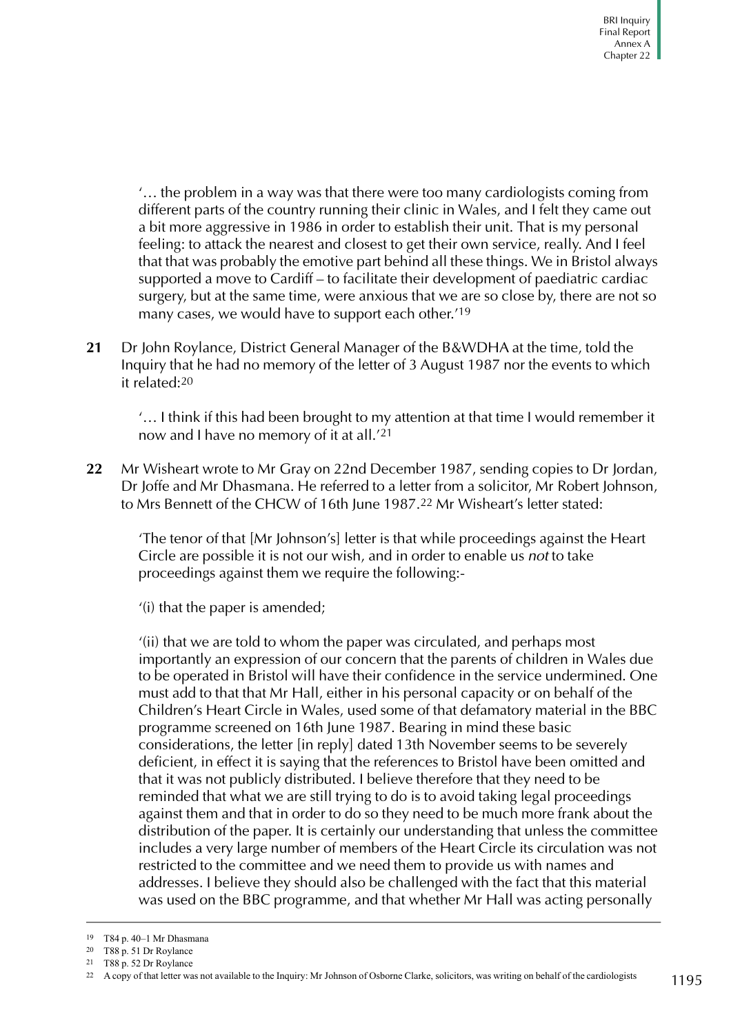'… the problem in a way was that there were too many cardiologists coming from different parts of the country running their clinic in Wales, and I felt they came out a bit more aggressive in 1986 in order to establish their unit. That is my personal feeling: to attack the nearest and closest to get their own service, really. And I feel that that was probably the emotive part behind all these things. We in Bristol always supported a move to Cardiff – to facilitate their development of paediatric cardiac surgery, but at the same time, were anxious that we are so close by, there are not so many cases, we would have to support each other.'[19]

**21** Dr John Roylance, District General Manager of the B&WDHA at the time, told the Inquiry that he had no memory of the letter of 3 August 1987 nor the events to which it related:[20]

'… I think if this had been brought to my attention at that time I would remember it now and I have no memory of it at all.'[21]

**22** Mr Wisheart wrote to Mr Gray on 22nd December 1987, sending copies to Dr Jordan, Dr Joffe and Mr Dhasmana. He referred to a letter from a solicitor, Mr Robert Johnson, to Mrs Bennett of the CHCW of 16th June 1987.[22] Mr Wisheart's letter stated:

'The tenor of that [Mr Johnson's] letter is that while proceedings against the Heart Circle are possible it is not our wish, and in order to enable us *not* to take proceedings against them we require the following:-

'(i) that the paper is amended;

'(ii) that we are told to whom the paper was circulated, and perhaps most importantly an expression of our concern that the parents of children in Wales due to be operated in Bristol will have their confidence in the service undermined. One must add to that that Mr Hall, either in his personal capacity or on behalf of the Children's Heart Circle in Wales, used some of that defamatory material in the BBC programme screened on 16th June 1987. Bearing in mind these basic considerations, the letter [in reply] dated 13th November seems to be severely deficient, in effect it is saying that the references to Bristol have been omitted and that it was not publicly distributed. I believe therefore that they need to be reminded that what we are still trying to do is to avoid taking legal proceedings against them and that in order to do so they need to be much more frank about the distribution of the paper. It is certainly our understanding that unless the committee includes a very large number of members of the Heart Circle its circulation was not restricted to the committee and we need them to provide us with names and addresses. I believe they should also be challenged with the fact that this material was used on the BBC programme, and that whether Mr Hall was acting personally

---

[19] T84 p. 40–1 Mr Dhasmana

[20] T88 p. 51 Dr Roylance

[21] T88 p. 52 Dr Roylance

[22] A copy of that letter was not available to the Inquiry: Mr Johnson of Osborne Clarke, solicitors, was writing on behalf of the cardiologists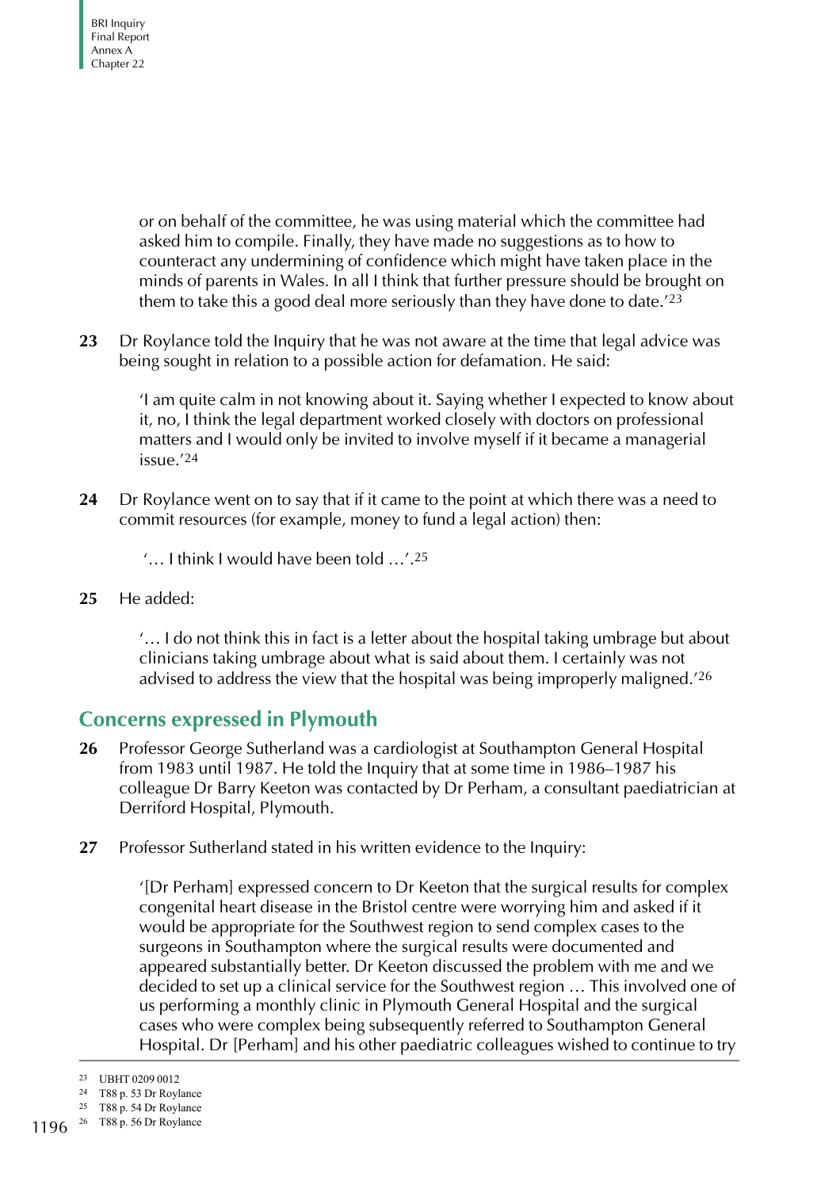or on behalf of the committee, he was using material which the committee had asked him to compile. Finally, they have made no suggestions as to how to counteract any undermining of confidence which might have taken place in the minds of parents in Wales. In all I think that further pressure should be brought on them to take this a good deal more seriously than they have done to date.'[23]

**23** Dr Roylance told the Inquiry that he was not aware at the time that legal advice was being sought in relation to a possible action for defamation. He said:

> 'I am quite calm in not knowing about it. Saying whether I expected to know about it, no, I think the legal department worked closely with doctors on professional matters and I would only be invited to involve myself if it became a managerial issue.'[24]

**24** Dr Roylance went on to say that if it came to the point at which there was a need to commit resources (for example, money to fund a legal action) then:

> '… I think I would have been told …'.[25]

**25** He added:

> '… I do not think this in fact is a letter about the hospital taking umbrage but about clinicians taking umbrage about what is said about them. I certainly was not advised to address the view that the hospital was being improperly maligned.'[26]

## Concerns expressed in Plymouth

**26** Professor George Sutherland was a cardiologist at Southampton General Hospital from 1983 until 1987. He told the Inquiry that at some time in 1986–1987 his colleague Dr Barry Keeton was contacted by Dr Perham, a consultant paediatrician at Derriford Hospital, Plymouth.

**27** Professor Sutherland stated in his written evidence to the Inquiry:

> '[Dr Perham] expressed concern to Dr Keeton that the surgical results for complex congenital heart disease in the Bristol centre were worrying him and asked if it would be appropriate for the Southwest region to send complex cases to the surgeons in Southampton where the surgical results were documented and appeared substantially better. Dr Keeton discussed the problem with me and we decided to set up a clinical service for the Southwest region … This involved one of us performing a monthly clinic in Plymouth General Hospital and the surgical cases who were complex being subsequently referred to Southampton General Hospital. Dr [Perham] and his other paediatric colleagues wished to continue to try

---

23 UBHT 0209 0012

24 T88 p. 53 Dr Roylance

25 T88 p. 54 Dr Roylance

26 T88 p. 56 Dr Roylance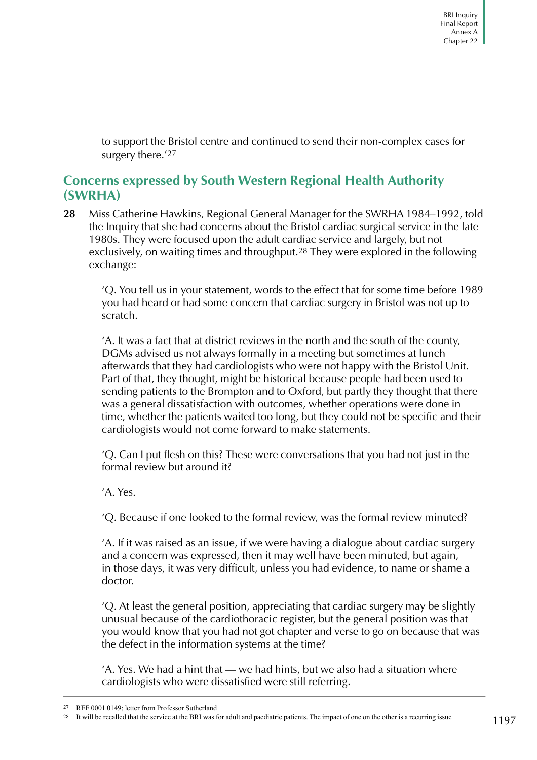to support the Bristol centre and continued to send their non-complex cases for surgery there.'[27]

## Concerns expressed by South Western Regional Health Authority (SWRHA)

**28** Miss Catherine Hawkins, Regional General Manager for the SWRHA 1984–1992, told the Inquiry that she had concerns about the Bristol cardiac surgical service in the late 1980s. They were focused upon the adult cardiac service and largely, but not exclusively, on waiting times and throughput.[28] They were explored in the following exchange:

> 'Q. You tell us in your statement, words to the effect that for some time before 1989 you had heard or had some concern that cardiac surgery in Bristol was not up to scratch.
>
> 'A. It was a fact that at district reviews in the north and the south of the county, DGMs advised us not always formally in a meeting but sometimes at lunch afterwards that they had cardiologists who were not happy with the Bristol Unit. Part of that, they thought, might be historical because people had been used to sending patients to the Brompton and to Oxford, but partly they thought that there was a general dissatisfaction with outcomes, whether operations were done in time, whether the patients waited too long, but they could not be specific and their cardiologists would not come forward to make statements.
>
> 'Q. Can I put flesh on this? These were conversations that you had not just in the formal review but around it?
>
> 'A. Yes.
>
> 'Q. Because if one looked to the formal review, was the formal review minuted?
>
> 'A. If it was raised as an issue, if we were having a dialogue about cardiac surgery and a concern was expressed, then it may well have been minuted, but again, in those days, it was very difficult, unless you had evidence, to name or shame a doctor.
>
> 'Q. At least the general position, appreciating that cardiac surgery may be slightly unusual because of the cardiothoracic register, but the general position was that you would know that you had not got chapter and verse to go on because that was the defect in the information systems at the time?
>
> 'A. Yes. We had a hint that — we had hints, but we also had a situation where cardiologists who were dissatisfied were still referring.

---

[27] REF 0001 0149; letter from Professor Sutherland

[28] It will be recalled that the service at the BRI was for adult and paediatric patients. The impact of one on the other is a recurring issue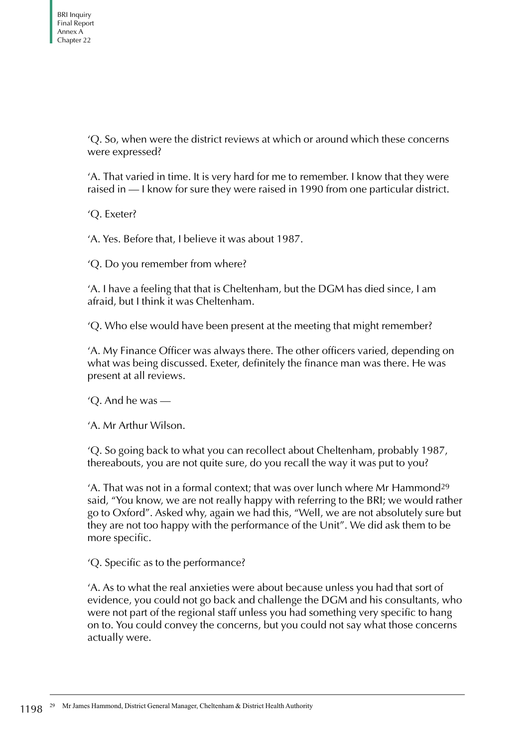'Q. So, when were the district reviews at which or around which these concerns were expressed?

'A. That varied in time. It is very hard for me to remember. I know that they were raised in — I know for sure they were raised in 1990 from one particular district.

'Q. Exeter?

'A. Yes. Before that, I believe it was about 1987.

'Q. Do you remember from where?

'A. I have a feeling that that is Cheltenham, but the DGM has died since, I am afraid, but I think it was Cheltenham.

'Q. Who else would have been present at the meeting that might remember?

'A. My Finance Officer was always there. The other officers varied, depending on what was being discussed. Exeter, definitely the finance man was there. He was present at all reviews.

'Q. And he was —

'A. Mr Arthur Wilson.

'Q. So going back to what you can recollect about Cheltenham, probably 1987, thereabouts, you are not quite sure, do you recall the way it was put to you?

'A. That was not in a formal context; that was over lunch where Mr Hammond[29] said, "You know, we are not really happy with referring to the BRI; we would rather go to Oxford". Asked why, again we had this, "Well, we are not absolutely sure but they are not too happy with the performance of the Unit". We did ask them to be more specific.

'Q. Specific as to the performance?

'A. As to what the real anxieties were about because unless you had that sort of evidence, you could not go back and challenge the DGM and his consultants, who were not part of the regional staff unless you had something very specific to hang on to. You could convey the concerns, but you could not say what those concerns actually were.

[29] Mr James Hammond, District General Manager, Cheltenham & District Health Authority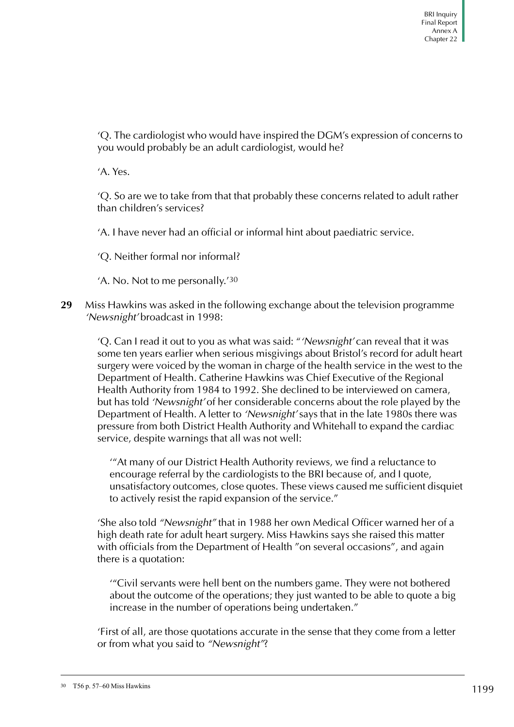'Q. The cardiologist who would have inspired the DGM's expression of concerns to you would probably be an adult cardiologist, would he?

'A. Yes.

'Q. So are we to take from that that probably these concerns related to adult rather than children's services?

'A. I have never had an official or informal hint about paediatric service.

'Q. Neither formal nor informal?

'A. No. Not to me personally.'[30]

**29** Miss Hawkins was asked in the following exchange about the television programme *'Newsnight'* broadcast in 1998:

> 'Q. Can I read it out to you as what was said: "*'Newsnight'* can reveal that it was some ten years earlier when serious misgivings about Bristol's record for adult heart surgery were voiced by the woman in charge of the health service in the west to the Department of Health. Catherine Hawkins was Chief Executive of the Regional Health Authority from 1984 to 1992. She declined to be interviewed on camera, but has told *'Newsnight'* of her considerable concerns about the role played by the Department of Health. A letter to *'Newsnight'* says that in the late 1980s there was pressure from both District Health Authority and Whitehall to expand the cardiac service, despite warnings that all was not well:
>
> '"At many of our District Health Authority reviews, we find a reluctance to encourage referral by the cardiologists to the BRI because of, and I quote, unsatisfactory outcomes, close quotes. These views caused me sufficient disquiet to actively resist the rapid expansion of the service."
>
> 'She also told *"Newsnight"* that in 1988 her own Medical Officer warned her of a high death rate for adult heart surgery. Miss Hawkins says she raised this matter with officials from the Department of Health "on several occasions", and again there is a quotation:
>
> '"Civil servants were hell bent on the numbers game. They were not bothered about the outcome of the operations; they just wanted to be able to quote a big increase in the number of operations being undertaken."
>
> 'First of all, are those quotations accurate in the sense that they come from a letter or from what you said to *"Newsnight"*?

[30] T56 p. 57–60 Miss Hawkins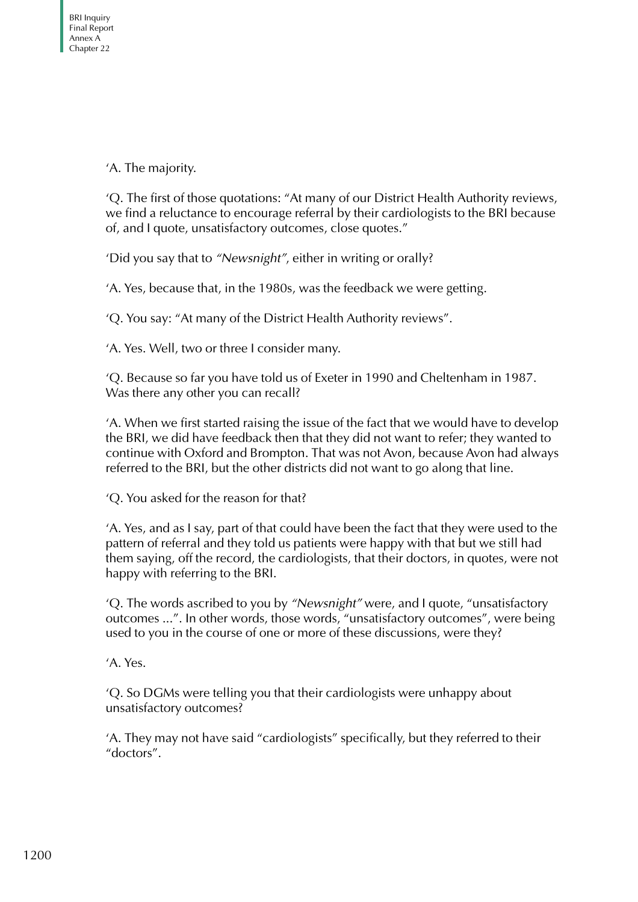'A. The majority.

'Q. The first of those quotations: "At many of our District Health Authority reviews, we find a reluctance to encourage referral by their cardiologists to the BRI because of, and I quote, unsatisfactory outcomes, close quotes."

'Did you say that to *"Newsnight"*, either in writing or orally?

'A. Yes, because that, in the 1980s, was the feedback we were getting.

'Q. You say: "At many of the District Health Authority reviews".

'A. Yes. Well, two or three I consider many.

'Q. Because so far you have told us of Exeter in 1990 and Cheltenham in 1987. Was there any other you can recall?

'A. When we first started raising the issue of the fact that we would have to develop the BRI, we did have feedback then that they did not want to refer; they wanted to continue with Oxford and Brompton. That was not Avon, because Avon had always referred to the BRI, but the other districts did not want to go along that line.

'Q. You asked for the reason for that?

'A. Yes, and as I say, part of that could have been the fact that they were used to the pattern of referral and they told us patients were happy with that but we still had them saying, off the record, the cardiologists, that their doctors, in quotes, were not happy with referring to the BRI.

'Q. The words ascribed to you by *"Newsnight"* were, and I quote, "unsatisfactory outcomes ...". In other words, those words, "unsatisfactory outcomes", were being used to you in the course of one or more of these discussions, were they?

'A. Yes.

'Q. So DGMs were telling you that their cardiologists were unhappy about unsatisfactory outcomes?

'A. They may not have said "cardiologists" specifically, but they referred to their "doctors".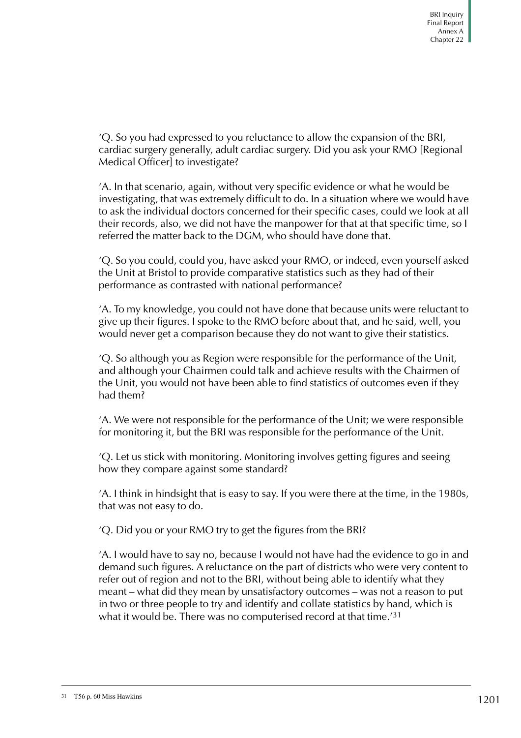'Q. So you had expressed to you reluctance to allow the expansion of the BRI, cardiac surgery generally, adult cardiac surgery. Did you ask your RMO [Regional Medical Officer] to investigate?

'A. In that scenario, again, without very specific evidence or what he would be investigating, that was extremely difficult to do. In a situation where we would have to ask the individual doctors concerned for their specific cases, could we look at all their records, also, we did not have the manpower for that at that specific time, so I referred the matter back to the DGM, who should have done that.

'Q. So you could, could you, have asked your RMO, or indeed, even yourself asked the Unit at Bristol to provide comparative statistics such as they had of their performance as contrasted with national performance?

'A. To my knowledge, you could not have done that because units were reluctant to give up their figures. I spoke to the RMO before about that, and he said, well, you would never get a comparison because they do not want to give their statistics.

'Q. So although you as Region were responsible for the performance of the Unit, and although your Chairmen could talk and achieve results with the Chairmen of the Unit, you would not have been able to find statistics of outcomes even if they had them?

'A. We were not responsible for the performance of the Unit; we were responsible for monitoring it, but the BRI was responsible for the performance of the Unit.

'Q. Let us stick with monitoring. Monitoring involves getting figures and seeing how they compare against some standard?

'A. I think in hindsight that is easy to say. If you were there at the time, in the 1980s, that was not easy to do.

'Q. Did you or your RMO try to get the figures from the BRI?

'A. I would have to say no, because I would not have had the evidence to go in and demand such figures. A reluctance on the part of districts who were very content to refer out of region and not to the BRI, without being able to identify what they meant – what did they mean by unsatisfactory outcomes – was not a reason to put in two or three people to try and identify and collate statistics by hand, which is what it would be. There was no computerised record at that time.'[31]

[31] T56 p. 60 Miss Hawkins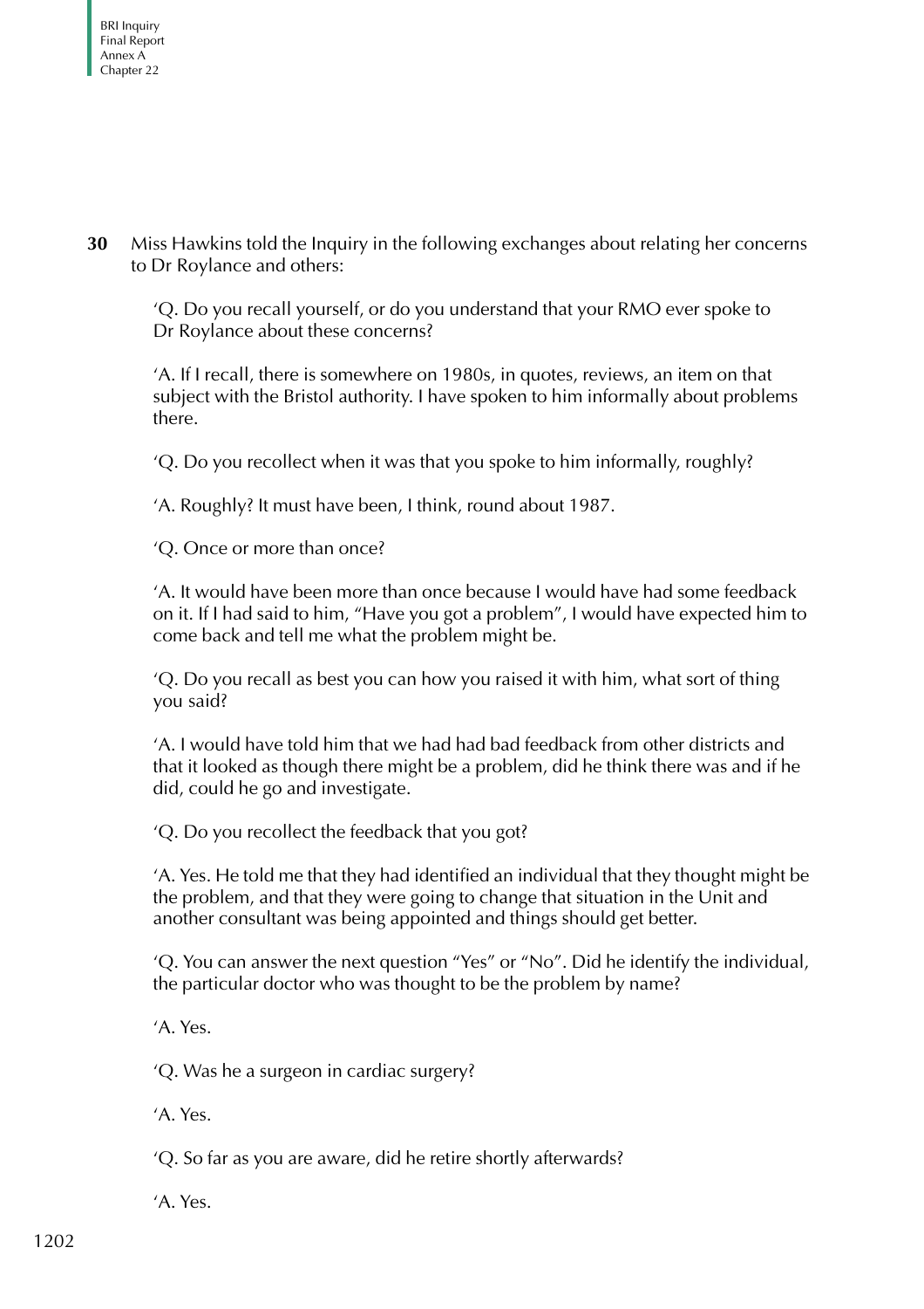**30** Miss Hawkins told the Inquiry in the following exchanges about relating her concerns to Dr Roylance and others:

> 'Q. Do you recall yourself, or do you understand that your RMO ever spoke to Dr Roylance about these concerns?
>
> 'A. If I recall, there is somewhere on 1980s, in quotes, reviews, an item on that subject with the Bristol authority. I have spoken to him informally about problems there.
>
> 'Q. Do you recollect when it was that you spoke to him informally, roughly?
>
> 'A. Roughly? It must have been, I think, round about 1987.
>
> 'Q. Once or more than once?
>
> 'A. It would have been more than once because I would have had some feedback on it. If I had said to him, "Have you got a problem", I would have expected him to come back and tell me what the problem might be.
>
> 'Q. Do you recall as best you can how you raised it with him, what sort of thing you said?
>
> 'A. I would have told him that we had had bad feedback from other districts and that it looked as though there might be a problem, did he think there was and if he did, could he go and investigate.
>
> 'Q. Do you recollect the feedback that you got?
>
> 'A. Yes. He told me that they had identified an individual that they thought might be the problem, and that they were going to change that situation in the Unit and another consultant was being appointed and things should get better.
>
> 'Q. You can answer the next question "Yes" or "No". Did he identify the individual, the particular doctor who was thought to be the problem by name?
>
> 'A. Yes.
>
> 'Q. Was he a surgeon in cardiac surgery?
>
> 'A. Yes.
>
> 'Q. So far as you are aware, did he retire shortly afterwards?
>
> 'A. Yes.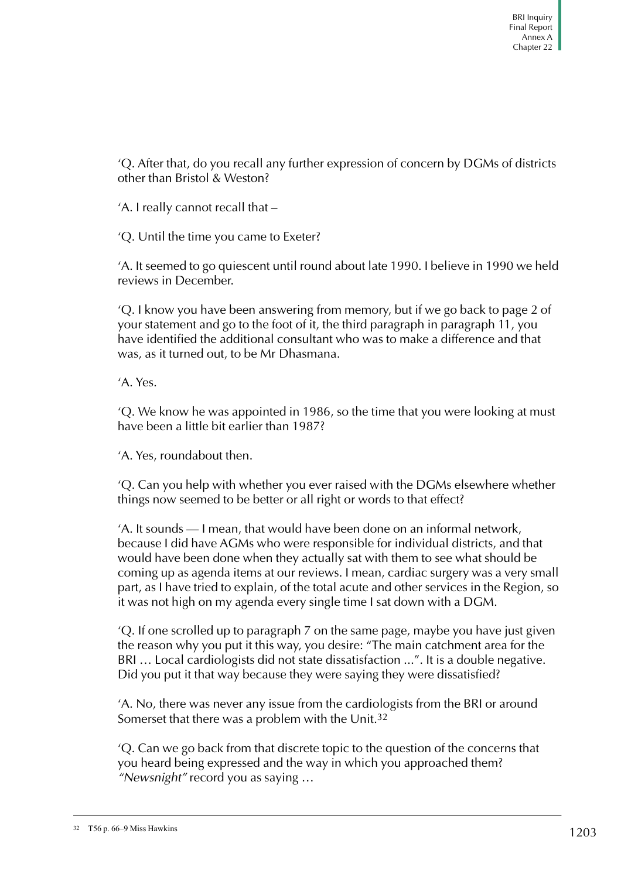'Q. After that, do you recall any further expression of concern by DGMs of districts other than Bristol & Weston?

'A. I really cannot recall that –

'Q. Until the time you came to Exeter?

'A. It seemed to go quiescent until round about late 1990. I believe in 1990 we held reviews in December.

'Q. I know you have been answering from memory, but if we go back to page 2 of your statement and go to the foot of it, the third paragraph in paragraph 11, you have identified the additional consultant who was to make a difference and that was, as it turned out, to be Mr Dhasmana.

'A. Yes.

'Q. We know he was appointed in 1986, so the time that you were looking at must have been a little bit earlier than 1987?

'A. Yes, roundabout then.

'Q. Can you help with whether you ever raised with the DGMs elsewhere whether things now seemed to be better or all right or words to that effect?

'A. It sounds — I mean, that would have been done on an informal network, because I did have AGMs who were responsible for individual districts, and that would have been done when they actually sat with them to see what should be coming up as agenda items at our reviews. I mean, cardiac surgery was a very small part, as I have tried to explain, of the total acute and other services in the Region, so it was not high on my agenda every single time I sat down with a DGM.

'Q. If one scrolled up to paragraph 7 on the same page, maybe you have just given the reason why you put it this way, you desire: "The main catchment area for the BRI … Local cardiologists did not state dissatisfaction ...". It is a double negative. Did you put it that way because they were saying they were dissatisfied?

'A. No, there was never any issue from the cardiologists from the BRI or around Somerset that there was a problem with the Unit.[32]

'Q. Can we go back from that discrete topic to the question of the concerns that you heard being expressed and the way in which you approached them? *"Newsnight"* record you as saying …

[32] T56 p. 66–9 Miss Hawkins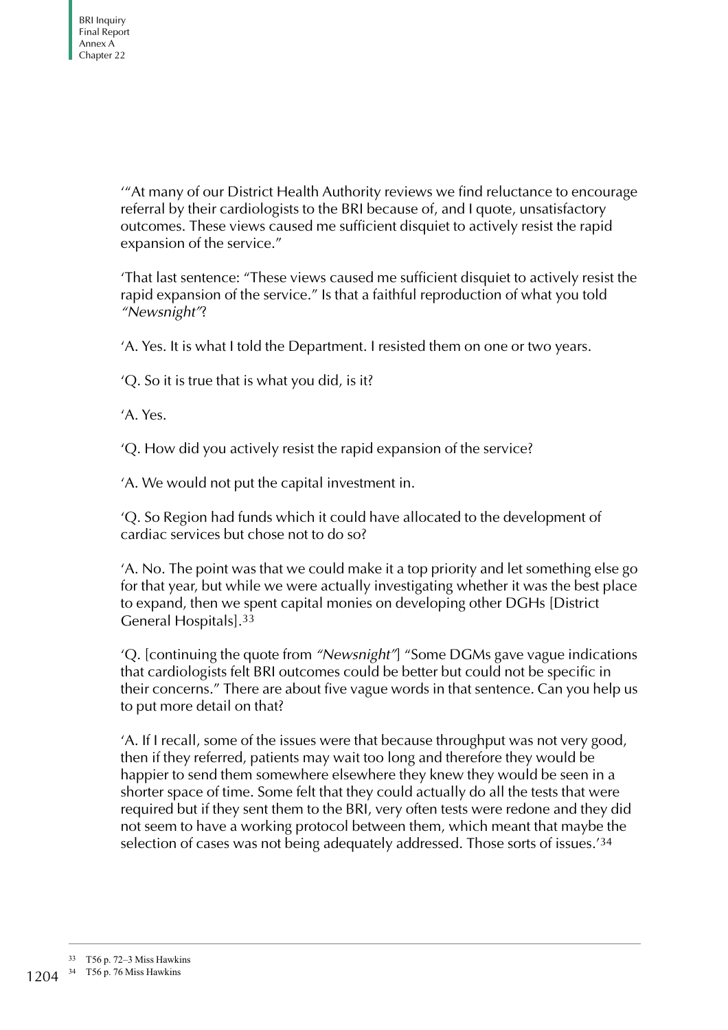'"At many of our District Health Authority reviews we find reluctance to encourage referral by their cardiologists to the BRI because of, and I quote, unsatisfactory outcomes. These views caused me sufficient disquiet to actively resist the rapid expansion of the service."

'That last sentence: "These views caused me sufficient disquiet to actively resist the rapid expansion of the service." Is that a faithful reproduction of what you told *"Newsnight"*?

'A. Yes. It is what I told the Department. I resisted them on one or two years.

'Q. So it is true that is what you did, is it?

'A. Yes.

'Q. How did you actively resist the rapid expansion of the service?

'A. We would not put the capital investment in.

'Q. So Region had funds which it could have allocated to the development of cardiac services but chose not to do so?

'A. No. The point was that we could make it a top priority and let something else go for that year, but while we were actually investigating whether it was the best place to expand, then we spent capital monies on developing other DGHs [District General Hospitals].[33]

'Q. [continuing the quote from *"Newsnight"*] "Some DGMs gave vague indications that cardiologists felt BRI outcomes could be better but could not be specific in their concerns." There are about five vague words in that sentence. Can you help us to put more detail on that?

'A. If I recall, some of the issues were that because throughput was not very good, then if they referred, patients may wait too long and therefore they would be happier to send them somewhere elsewhere they knew they would be seen in a shorter space of time. Some felt that they could actually do all the tests that were required but if they sent them to the BRI, very often tests were redone and they did not seem to have a working protocol between them, which meant that maybe the selection of cases was not being adequately addressed. Those sorts of issues.'[34]

---

[33] T56 p. 72–3 Miss Hawkins

[34] T56 p. 76 Miss Hawkins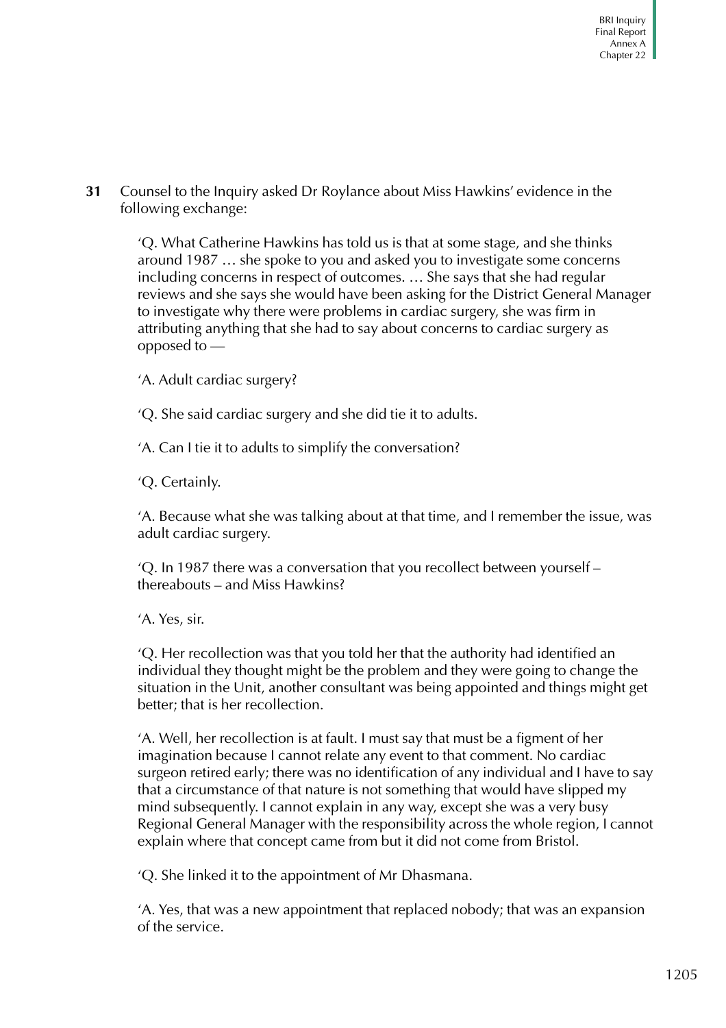**31** Counsel to the Inquiry asked Dr Roylance about Miss Hawkins' evidence in the following exchange:

> 'Q. What Catherine Hawkins has told us is that at some stage, and she thinks around 1987 … she spoke to you and asked you to investigate some concerns including concerns in respect of outcomes. … She says that she had regular reviews and she says she would have been asking for the District General Manager to investigate why there were problems in cardiac surgery, she was firm in attributing anything that she had to say about concerns to cardiac surgery as opposed to —
>
> 'A. Adult cardiac surgery?
>
> 'Q. She said cardiac surgery and she did tie it to adults.
>
> 'A. Can I tie it to adults to simplify the conversation?
>
> 'Q. Certainly.
>
> 'A. Because what she was talking about at that time, and I remember the issue, was adult cardiac surgery.
>
> 'Q. In 1987 there was a conversation that you recollect between yourself – thereabouts – and Miss Hawkins?
>
> 'A. Yes, sir.
>
> 'Q. Her recollection was that you told her that the authority had identified an individual they thought might be the problem and they were going to change the situation in the Unit, another consultant was being appointed and things might get better; that is her recollection.
>
> 'A. Well, her recollection is at fault. I must say that must be a figment of her imagination because I cannot relate any event to that comment. No cardiac surgeon retired early; there was no identification of any individual and I have to say that a circumstance of that nature is not something that would have slipped my mind subsequently. I cannot explain in any way, except she was a very busy Regional General Manager with the responsibility across the whole region, I cannot explain where that concept came from but it did not come from Bristol.
>
> 'Q. She linked it to the appointment of Mr Dhasmana.
>
> 'A. Yes, that was a new appointment that replaced nobody; that was an expansion of the service.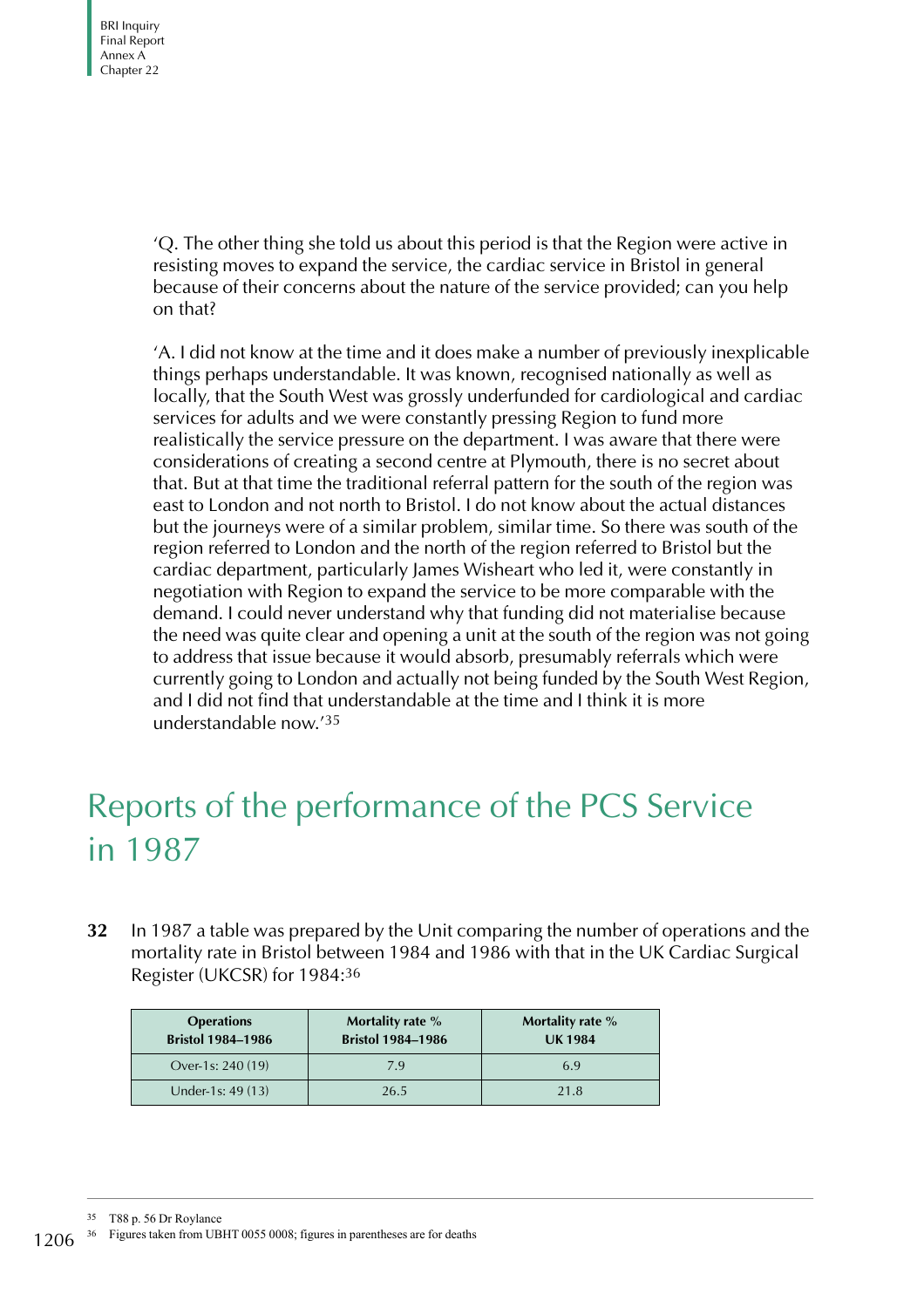'Q. The other thing she told us about this period is that the Region were active in resisting moves to expand the service, the cardiac service in Bristol in general because of their concerns about the nature of the service provided; can you help on that?

'A. I did not know at the time and it does make a number of previously inexplicable things perhaps understandable. It was known, recognised nationally as well as locally, that the South West was grossly underfunded for cardiological and cardiac services for adults and we were constantly pressing Region to fund more realistically the service pressure on the department. I was aware that there were considerations of creating a second centre at Plymouth, there is no secret about that. But at that time the traditional referral pattern for the south of the region was east to London and not north to Bristol. I do not know about the actual distances but the journeys were of a similar problem, similar time. So there was south of the region referred to London and the north of the region referred to Bristol but the cardiac department, particularly James Wisheart who led it, were constantly in negotiation with Region to expand the service to be more comparable with the demand. I could never understand why that funding did not materialise because the need was quite clear and opening a unit at the south of the region was not going to address that issue because it would absorb, presumably referrals which were currently going to London and actually not being funded by the South West Region, and I did not find that understandable at the time and I think it is more understandable now.'[35]

# Reports of the performance of the PCS Service in 1987

**32** In 1987 a table was prepared by the Unit comparing the number of operations and the mortality rate in Bristol between 1984 and 1986 with that in the UK Cardiac Surgical Register (UKCSR) for 1984:[36]

| Operations Bristol 1984–1986 | Mortality rate % Bristol 1984–1986 | Mortality rate % UK 1984 |
|---|---|---|
| Over-1s: 240 (19) | 7.9 | 6.9 |
| Under-1s: 49 (13) | 26.5 | 21.8 |

[35] T88 p. 56 Dr Roylance

[36] Figures taken from UBHT 0055 0008; figures in parentheses are for deaths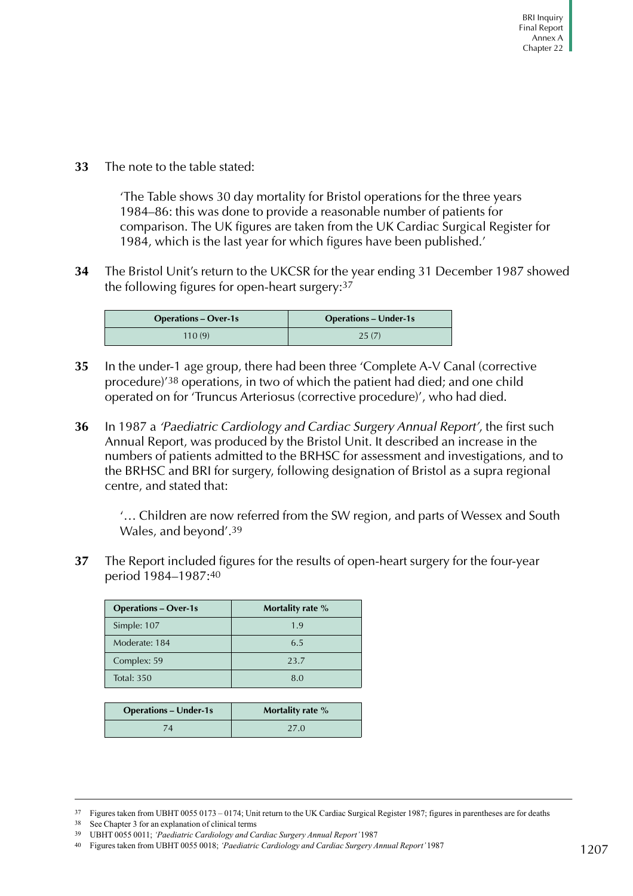**33** The note to the table stated:

> 'The Table shows 30 day mortality for Bristol operations for the three years 1984–86: this was done to provide a reasonable number of patients for comparison. The UK figures are taken from the UK Cardiac Surgical Register for 1984, which is the last year for which figures have been published.'

**34** The Bristol Unit's return to the UKCSR for the year ending 31 December 1987 showed the following figures for open-heart surgery:[37]

| Operations – Over-1s | Operations – Under-1s |
|---|---|
| 110 (9) | 25 (7) |

**35** In the under-1 age group, there had been three 'Complete A-V Canal (corrective procedure)'[38] operations, in two of which the patient had died; and one child operated on for 'Truncus Arteriosus (corrective procedure)', who had died.

**36** In 1987 a *'Paediatric Cardiology and Cardiac Surgery Annual Report'*, the first such Annual Report, was produced by the Bristol Unit. It described an increase in the numbers of patients admitted to the BRHSC for assessment and investigations, and to the BRHSC and BRI for surgery, following designation of Bristol as a supra regional centre, and stated that:

> '… Children are now referred from the SW region, and parts of Wessex and South Wales, and beyond'.[39]

**37** The Report included figures for the results of open-heart surgery for the four-year period 1984–1987:[40]

| Operations – Over-1s | Mortality rate % |
|---|---|
| Simple: 107 | 1.9 |
| Moderate: 184 | 6.5 |
| Complex: 59 | 23.7 |
| Total: 350 | 8.0 |

| Operations – Under-1s | Mortality rate % |
|---|---|
| 74 | 27.0 |

---

[37] Figures taken from UBHT 0055 0173 – 0174; Unit return to the UK Cardiac Surgical Register 1987; figures in parentheses are for deaths

[38] See Chapter 3 for an explanation of clinical terms

[39] UBHT 0055 0011; *'Paediatric Cardiology and Cardiac Surgery Annual Report'* 1987

[40] Figures taken from UBHT 0055 0018; *'Paediatric Cardiology and Cardiac Surgery Annual Report'* 1987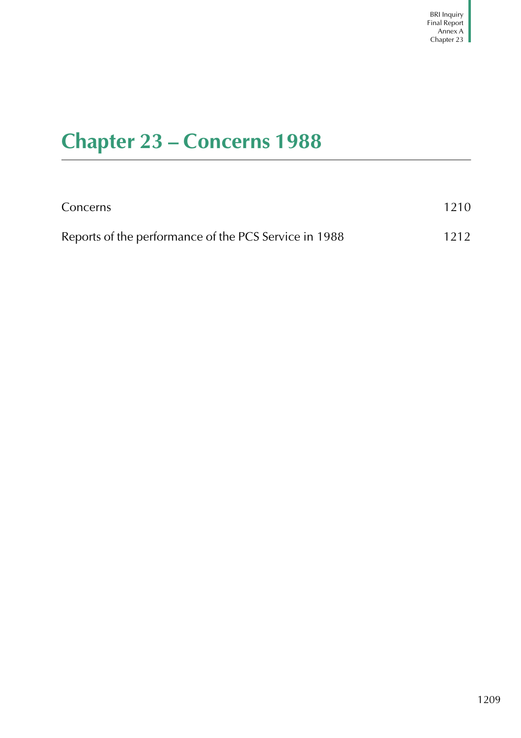# Chapter 23 – Concerns 1988

| | |
|---|---|
| Concerns | 1210 |
| Reports of the performance of the PCS Service in 1988 | 1212 |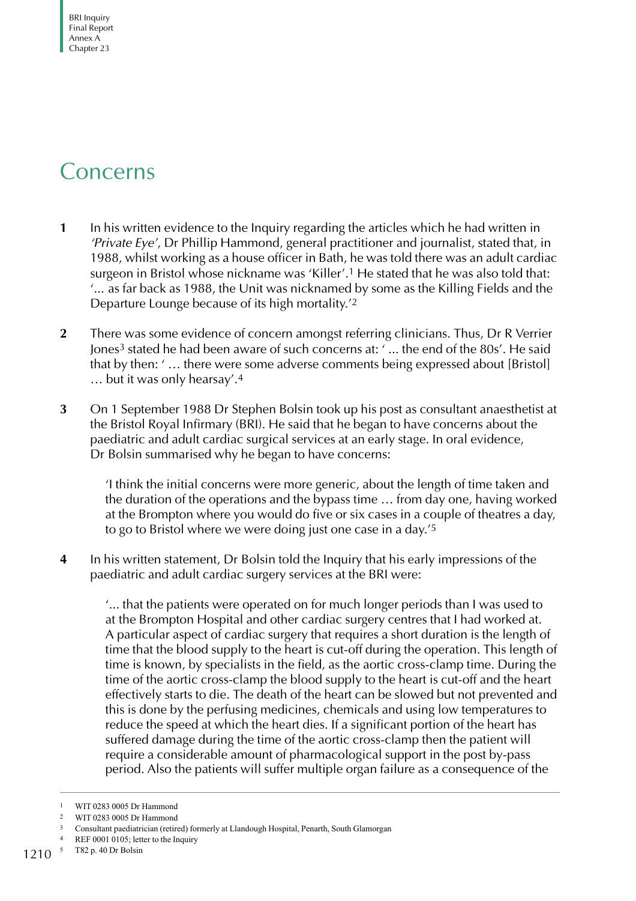# Concerns

**1** In his written evidence to the Inquiry regarding the articles which he had written in *'Private Eye'*, Dr Phillip Hammond, general practitioner and journalist, stated that, in 1988, whilst working as a house officer in Bath, he was told there was an adult cardiac surgeon in Bristol whose nickname was 'Killer'.[1] He stated that he was also told that: '... as far back as 1988, the Unit was nicknamed by some as the Killing Fields and the Departure Lounge because of its high mortality.'[2]

**2** There was some evidence of concern amongst referring clinicians. Thus, Dr R Verrier Jones[3] stated he had been aware of such concerns at: ' ... the end of the 80s'. He said that by then: ' … there were some adverse comments being expressed about [Bristol] … but it was only hearsay'.[4]

**3** On 1 September 1988 Dr Stephen Bolsin took up his post as consultant anaesthetist at the Bristol Royal Infirmary (BRI). He said that he began to have concerns about the paediatric and adult cardiac surgical services at an early stage. In oral evidence, Dr Bolsin summarised why he began to have concerns:

> 'I think the initial concerns were more generic, about the length of time taken and the duration of the operations and the bypass time … from day one, having worked at the Brompton where you would do five or six cases in a couple of theatres a day, to go to Bristol where we were doing just one case in a day.'[5]

**4** In his written statement, Dr Bolsin told the Inquiry that his early impressions of the paediatric and adult cardiac surgery services at the BRI were:

> '... that the patients were operated on for much longer periods than I was used to at the Brompton Hospital and other cardiac surgery centres that I had worked at. A particular aspect of cardiac surgery that requires a short duration is the length of time that the blood supply to the heart is cut-off during the operation. This length of time is known, by specialists in the field, as the aortic cross-clamp time. During the time of the aortic cross-clamp the blood supply to the heart is cut-off and the heart effectively starts to die. The death of the heart can be slowed but not prevented and this is done by the perfusing medicines, chemicals and using low temperatures to reduce the speed at which the heart dies. If a significant portion of the heart has suffered damage during the time of the aortic cross-clamp then the patient will require a considerable amount of pharmacological support in the post by-pass period. Also the patients will suffer multiple organ failure as a consequence of the

---

[1] WIT 0283 0005 Dr Hammond

[2] WIT 0283 0005 Dr Hammond

[3] Consultant paediatrician (retired) formerly at Llandough Hospital, Penarth, South Glamorgan

[4] REF 0001 0105; letter to the Inquiry

[5] T82 p. 40 Dr Bolsin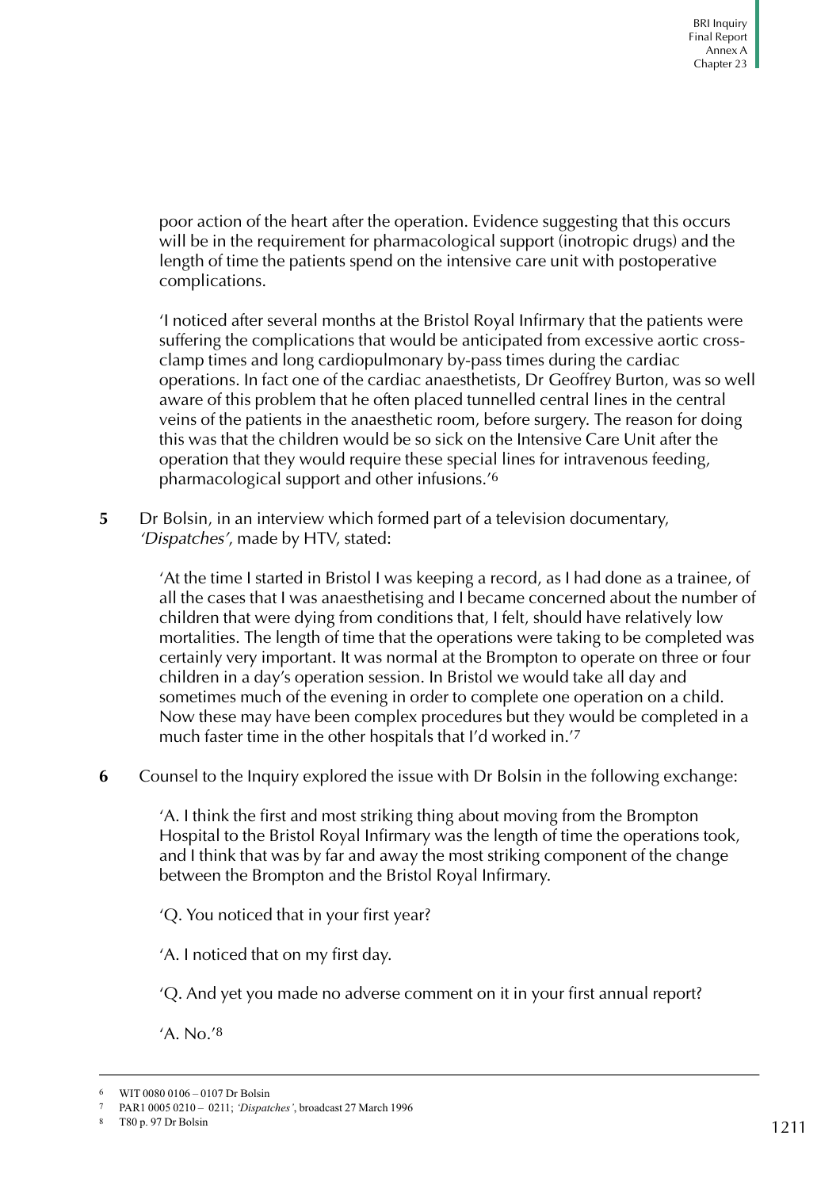poor action of the heart after the operation. Evidence suggesting that this occurs will be in the requirement for pharmacological support (inotropic drugs) and the length of time the patients spend on the intensive care unit with postoperative complications.

'I noticed after several months at the Bristol Royal Infirmary that the patients were suffering the complications that would be anticipated from excessive aortic cross-clamp times and long cardiopulmonary by-pass times during the cardiac operations. In fact one of the cardiac anaesthetists, Dr Geoffrey Burton, was so well aware of this problem that he often placed tunnelled central lines in the central veins of the patients in the anaesthetic room, before surgery. The reason for doing this was that the children would be so sick on the Intensive Care Unit after the operation that they would require these special lines for intravenous feeding, pharmacological support and other infusions.'[6]

**5** Dr Bolsin, in an interview which formed part of a television documentary, *'Dispatches'*, made by HTV, stated:

'At the time I started in Bristol I was keeping a record, as I had done as a trainee, of all the cases that I was anaesthetising and I became concerned about the number of children that were dying from conditions that, I felt, should have relatively low mortalities. The length of time that the operations were taking to be completed was certainly very important. It was normal at the Brompton to operate on three or four children in a day's operation session. In Bristol we would take all day and sometimes much of the evening in order to complete one operation on a child. Now these may have been complex procedures but they would be completed in a much faster time in the other hospitals that I'd worked in.'[7]

**6** Counsel to the Inquiry explored the issue with Dr Bolsin in the following exchange:

'A. I think the first and most striking thing about moving from the Brompton Hospital to the Bristol Royal Infirmary was the length of time the operations took, and I think that was by far and away the most striking component of the change between the Brompton and the Bristol Royal Infirmary.

'Q. You noticed that in your first year?

'A. I noticed that on my first day.

'Q. And yet you made no adverse comment on it in your first annual report?

'A. No.'[8]

---

[6] WIT 0080 0106 – 0107 Dr Bolsin

[7] PAR1 0005 0210 – 0211; *'Dispatches'*, broadcast 27 March 1996

[8] T80 p. 97 Dr Bolsin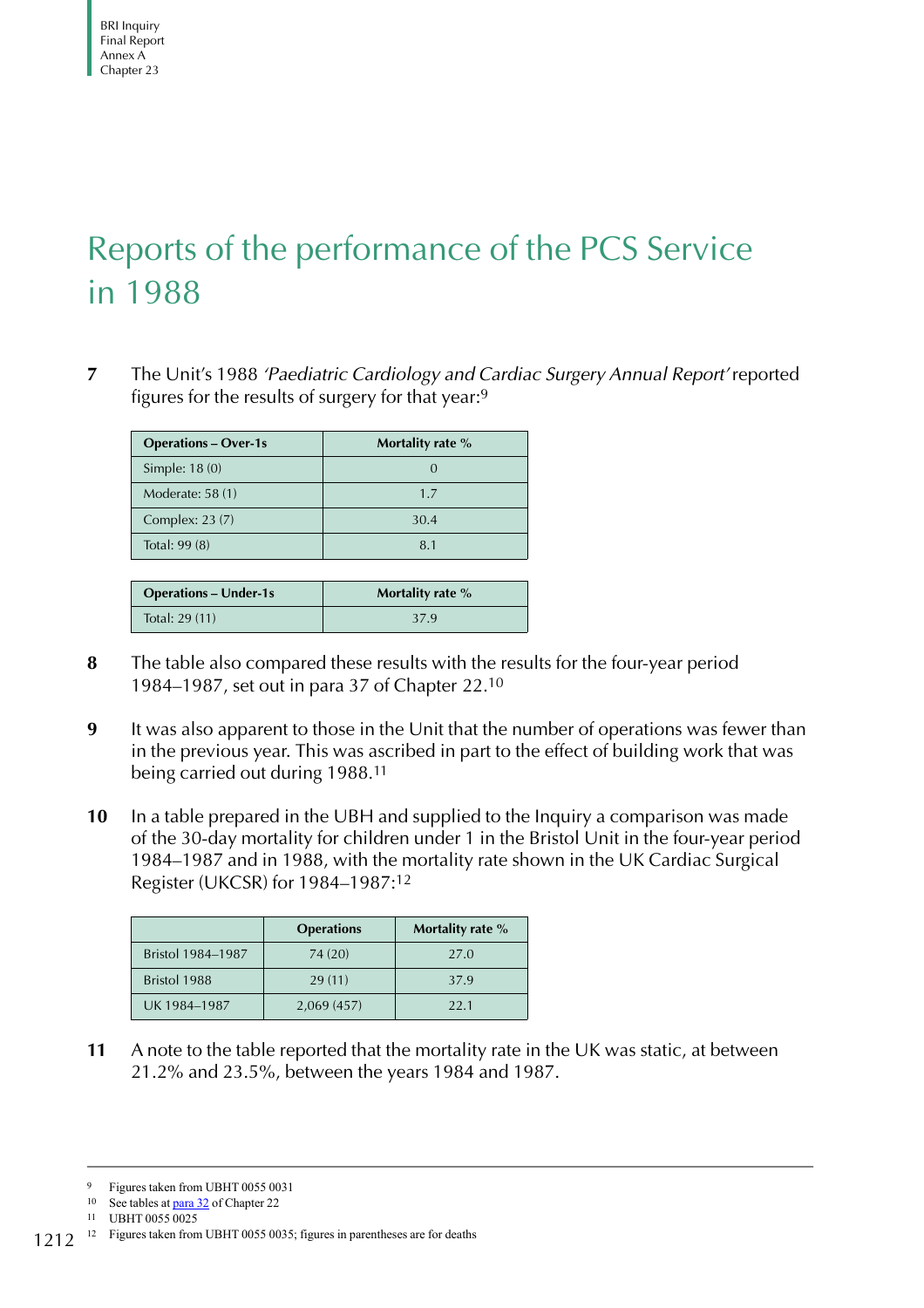## Reports of the performance of the PCS Service in 1988

**7** The Unit's 1988 *'Paediatric Cardiology and Cardiac Surgery Annual Report'* reported figures for the results of surgery for that year:[9]

| Operations – Over-1s | Mortality rate % |
|---|---|
| Simple: 18 (0) | 0 |
| Moderate: 58 (1) | 1.7 |
| Complex: 23 (7) | 30.4 |
| Total: 99 (8) | 8.1 |

| Operations – Under-1s | Mortality rate % |
|---|---|
| Total: 29 (11) | 37.9 |

**8** The table also compared these results with the results for the four-year period 1984–1987, set out in para 37 of Chapter 22.[10]

**9** It was also apparent to those in the Unit that the number of operations was fewer than in the previous year. This was ascribed in part to the effect of building work that was being carried out during 1988.[11]

**10** In a table prepared in the UBH and supplied to the Inquiry a comparison was made of the 30-day mortality for children under 1 in the Bristol Unit in the four-year period 1984–1987 and in 1988, with the mortality rate shown in the UK Cardiac Surgical Register (UKCSR) for 1984–1987:[12]

| | Operations | Mortality rate % |
|---|---|---|
| Bristol 1984–1987 | 74 (20) | 27.0 |
| Bristol 1988 | 29 (11) | 37.9 |
| UK 1984–1987 | 2,069 (457) | 22.1 |

**11** A note to the table reported that the mortality rate in the UK was static, at between 21.2% and 23.5%, between the years 1984 and 1987.

---

9 Figures taken from UBHT 0055 0031

10 See tables at para 32 of Chapter 22

11 UBHT 0055 0025

12 Figures taken from UBHT 0055 0035; figures in parentheses are for deaths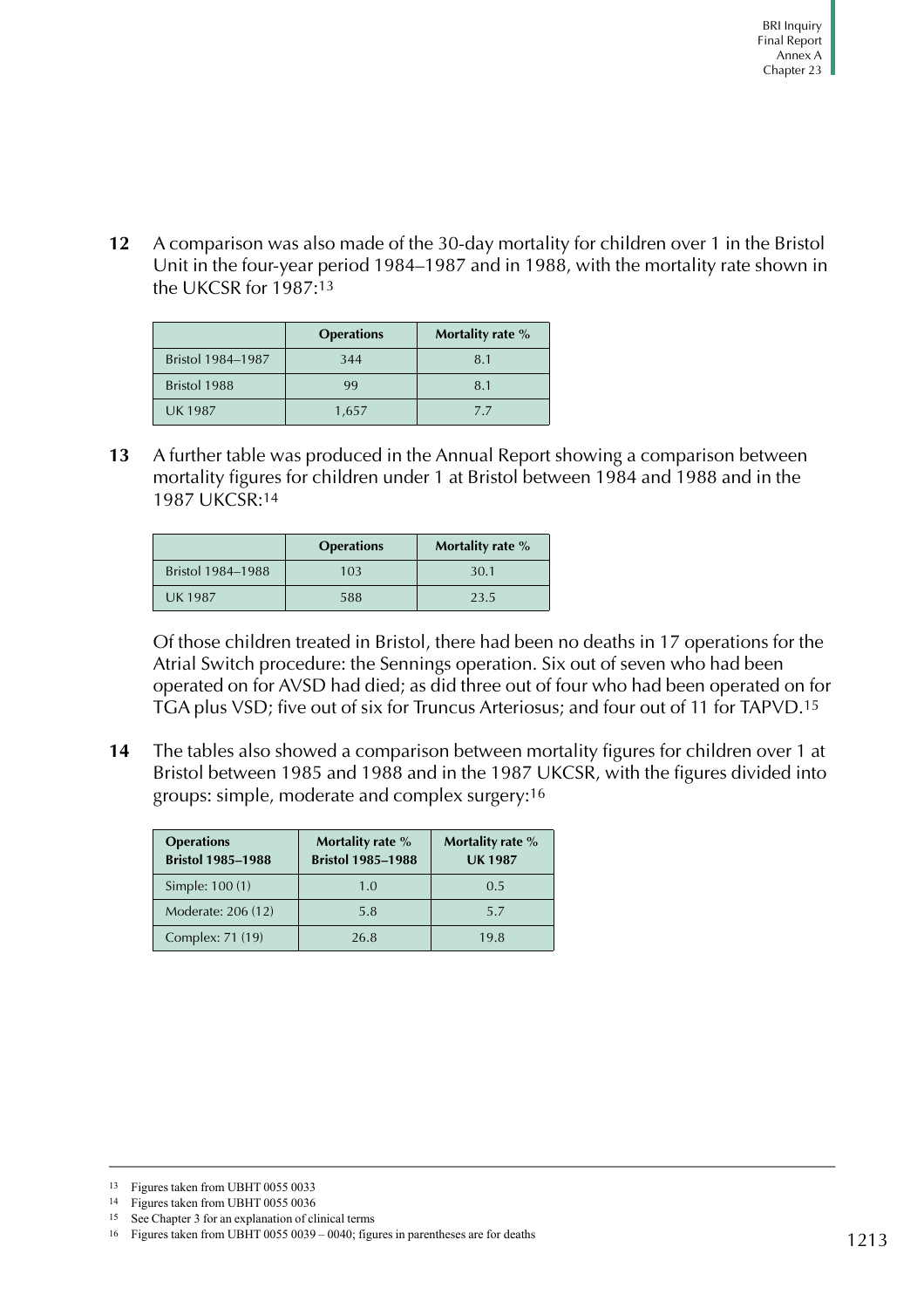**12** A comparison was also made of the 30-day mortality for children over 1 in the Bristol Unit in the four-year period 1984–1987 and in 1988, with the mortality rate shown in the UKCSR for 1987:[13]

| | Operations | Mortality rate % |
|---|---|---|
| Bristol 1984–1987 | 344 | 8.1 |
| Bristol 1988 | 99 | 8.1 |
| UK 1987 | 1,657 | 7.7 |

**13** A further table was produced in the Annual Report showing a comparison between mortality figures for children under 1 at Bristol between 1984 and 1988 and in the 1987 UKCSR:[14]

| | Operations | Mortality rate % |
|---|---|---|
| Bristol 1984–1988 | 103 | 30.1 |
| UK 1987 | 588 | 23.5 |

Of those children treated in Bristol, there had been no deaths in 17 operations for the Atrial Switch procedure: the Sennings operation. Six out of seven who had been operated on for AVSD had died; as did three out of four who had been operated on for TGA plus VSD; five out of six for Truncus Arteriosus; and four out of 11 for TAPVD.[15]

**14** The tables also showed a comparison between mortality figures for children over 1 at Bristol between 1985 and 1988 and in the 1987 UKCSR, with the figures divided into groups: simple, moderate and complex surgery:[16]

| Operations Bristol 1985–1988 | Mortality rate % Bristol 1985–1988 | Mortality rate % UK 1987 |
|---|---|---|
| Simple: 100 (1) | 1.0 | 0.5 |
| Moderate: 206 (12) | 5.8 | 5.7 |
| Complex: 71 (19) | 26.8 | 19.8 |

[13] Figures taken from UBHT 0055 0033

[14] Figures taken from UBHT 0055 0036

[15] See Chapter 3 for an explanation of clinical terms

[16] Figures taken from UBHT 0055 0039 – 0040; figures in parentheses are for deaths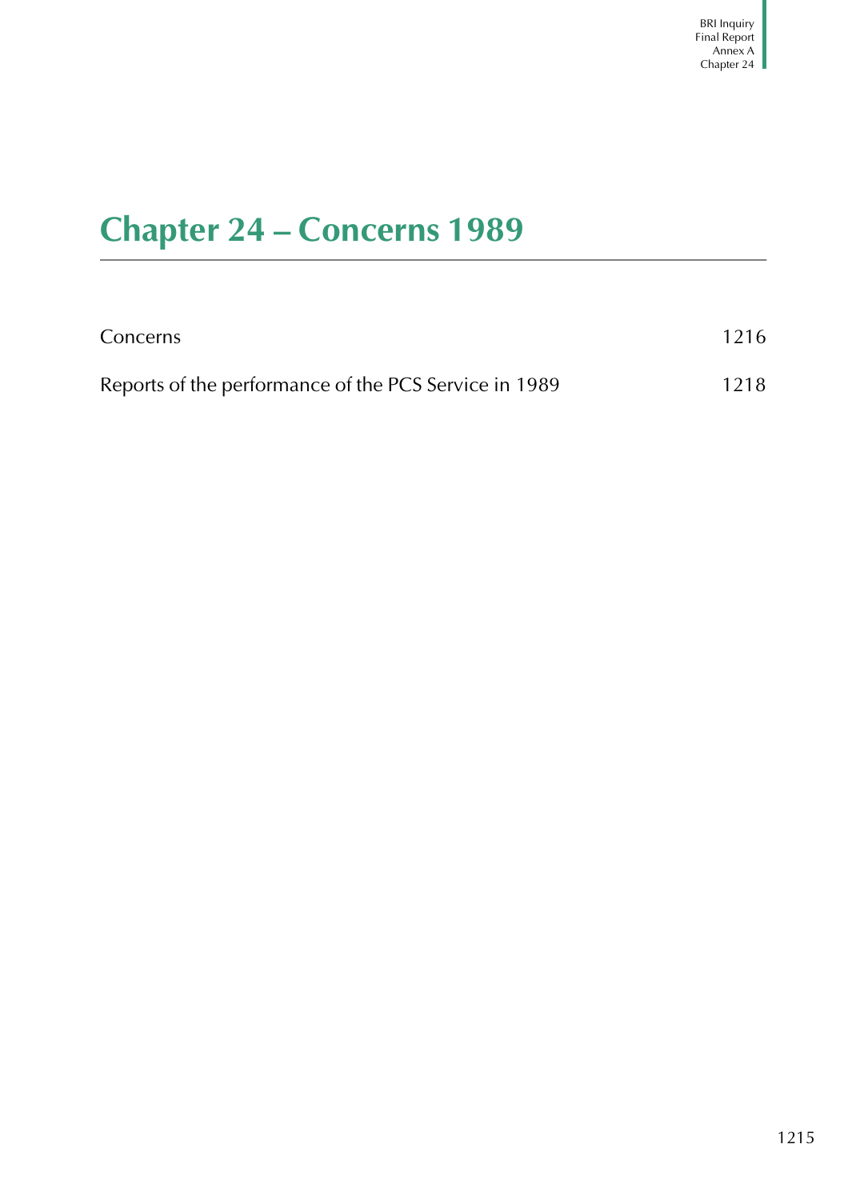# Chapter 24 – Concerns 1989

| | |
|---|---|
| Concerns | 1216 |
| Reports of the performance of the PCS Service in 1989 | 1218 |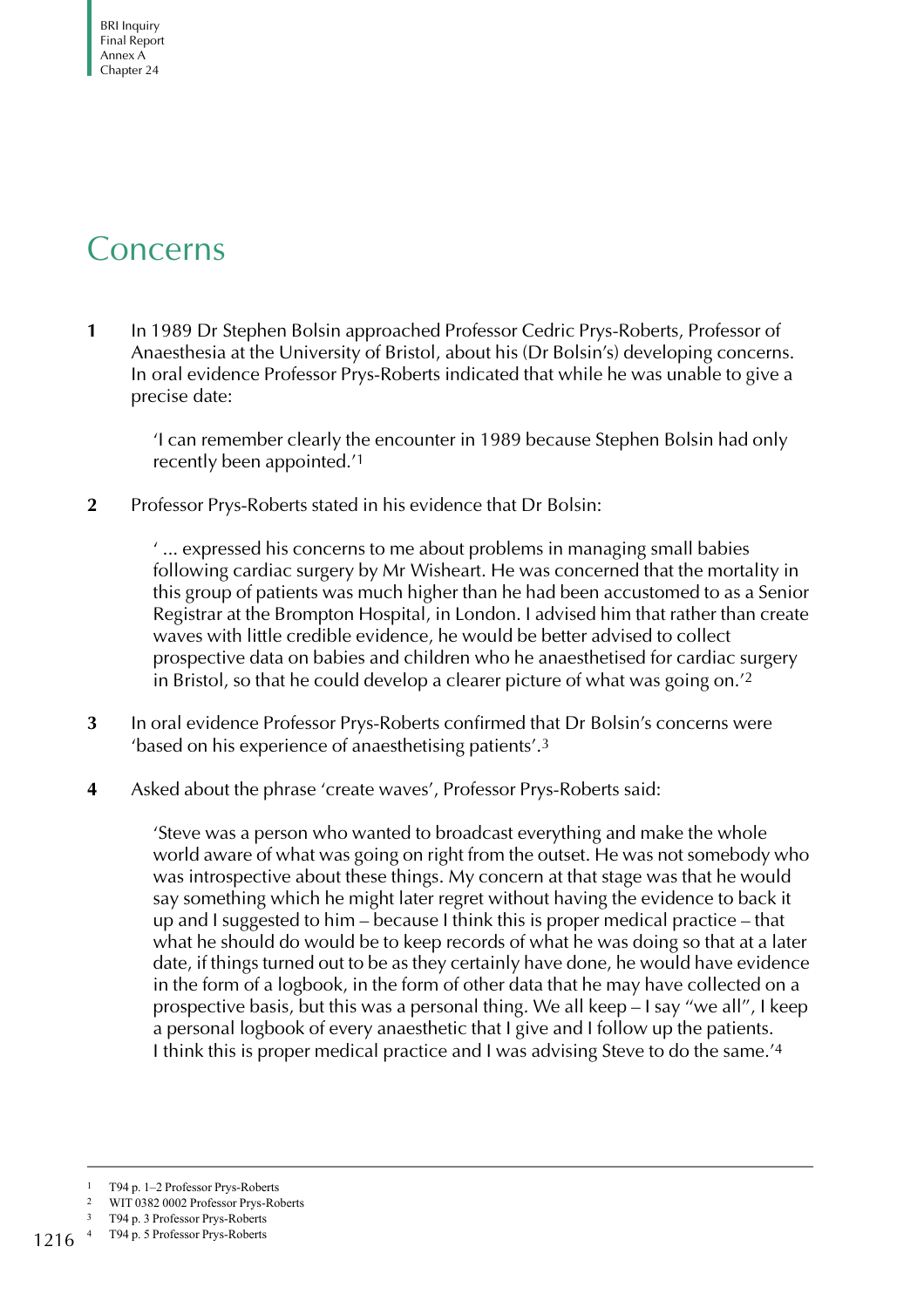# Concerns

**1** In 1989 Dr Stephen Bolsin approached Professor Cedric Prys-Roberts, Professor of Anaesthesia at the University of Bristol, about his (Dr Bolsin's) developing concerns. In oral evidence Professor Prys-Roberts indicated that while he was unable to give a precise date:

> 'I can remember clearly the encounter in 1989 because Stephen Bolsin had only recently been appointed.'[1]

**2** Professor Prys-Roberts stated in his evidence that Dr Bolsin:

> ' ... expressed his concerns to me about problems in managing small babies following cardiac surgery by Mr Wisheart. He was concerned that the mortality in this group of patients was much higher than he had been accustomed to as a Senior Registrar at the Brompton Hospital, in London. I advised him that rather than create waves with little credible evidence, he would be better advised to collect prospective data on babies and children who he anaesthetised for cardiac surgery in Bristol, so that he could develop a clearer picture of what was going on.'[2]

**3** In oral evidence Professor Prys-Roberts confirmed that Dr Bolsin's concerns were 'based on his experience of anaesthetising patients'.[3]

**4** Asked about the phrase 'create waves', Professor Prys-Roberts said:

> 'Steve was a person who wanted to broadcast everything and make the whole world aware of what was going on right from the outset. He was not somebody who was introspective about these things. My concern at that stage was that he would say something which he might later regret without having the evidence to back it up and I suggested to him – because I think this is proper medical practice – that what he should do would be to keep records of what he was doing so that at a later date, if things turned out to be as they certainly have done, he would have evidence in the form of a logbook, in the form of other data that he may have collected on a prospective basis, but this was a personal thing. We all keep – I say "we all", I keep a personal logbook of every anaesthetic that I give and I follow up the patients. I think this is proper medical practice and I was advising Steve to do the same.'[4]

---

1 T94 p. 1–2 Professor Prys-Roberts
2 WIT 0382 0002 Professor Prys-Roberts
3 T94 p. 3 Professor Prys-Roberts
4 T94 p. 5 Professor Prys-Roberts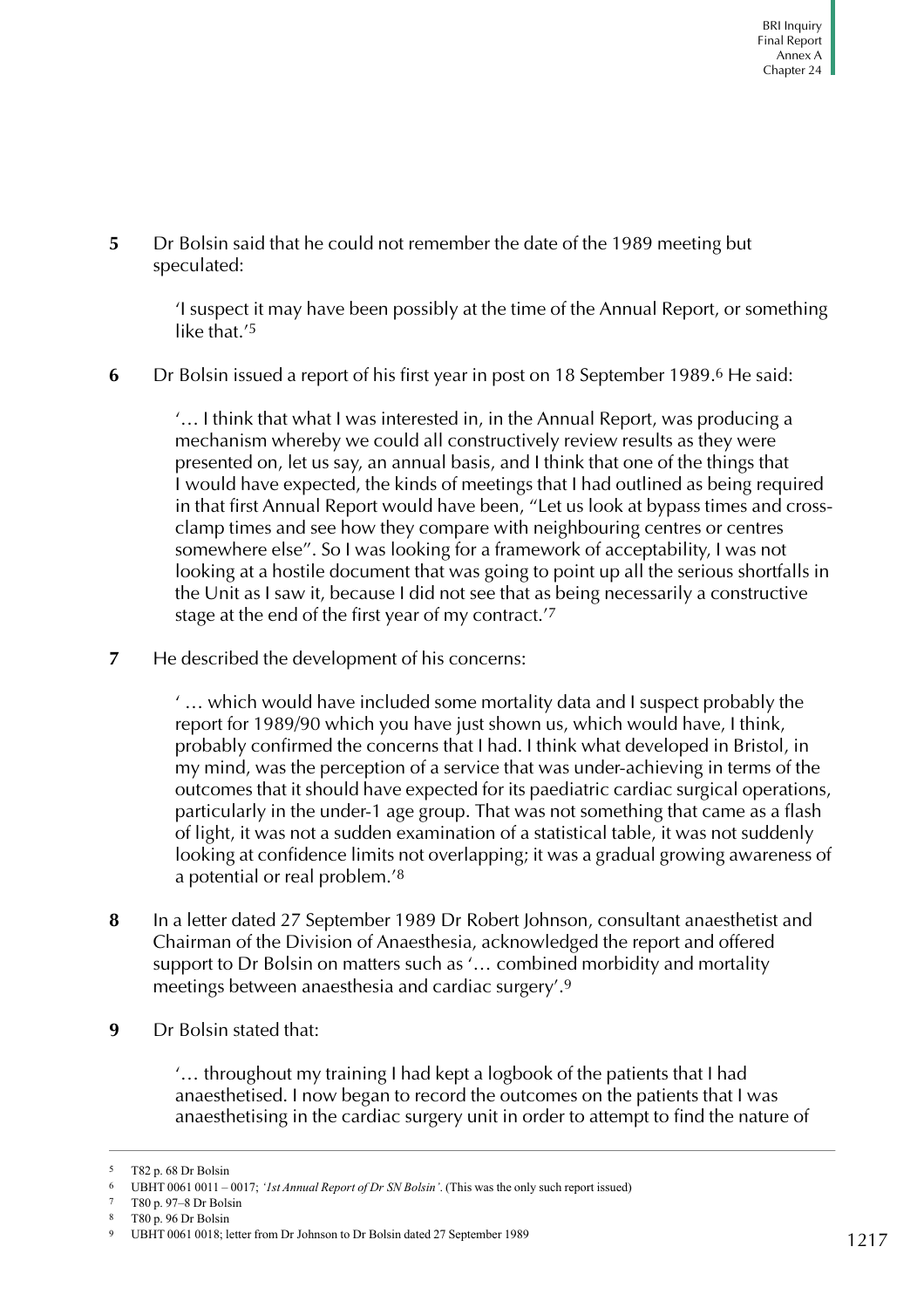**5** Dr Bolsin said that he could not remember the date of the 1989 meeting but speculated:

> 'I suspect it may have been possibly at the time of the Annual Report, or something like that.'[5]

**6** Dr Bolsin issued a report of his first year in post on 18 September 1989.[6] He said:

> '… I think that what I was interested in, in the Annual Report, was producing a mechanism whereby we could all constructively review results as they were presented on, let us say, an annual basis, and I think that one of the things that I would have expected, the kinds of meetings that I had outlined as being required in that first Annual Report would have been, "Let us look at bypass times and cross-clamp times and see how they compare with neighbouring centres or centres somewhere else". So I was looking for a framework of acceptability, I was not looking at a hostile document that was going to point up all the serious shortfalls in the Unit as I saw it, because I did not see that as being necessarily a constructive stage at the end of the first year of my contract.'[7]

**7** He described the development of his concerns:

> ' … which would have included some mortality data and I suspect probably the report for 1989/90 which you have just shown us, which would have, I think, probably confirmed the concerns that I had. I think what developed in Bristol, in my mind, was the perception of a service that was under-achieving in terms of the outcomes that it should have expected for its paediatric cardiac surgical operations, particularly in the under-1 age group. That was not something that came as a flash of light, it was not a sudden examination of a statistical table, it was not suddenly looking at confidence limits not overlapping; it was a gradual growing awareness of a potential or real problem.'[8]

**8** In a letter dated 27 September 1989 Dr Robert Johnson, consultant anaesthetist and Chairman of the Division of Anaesthesia, acknowledged the report and offered support to Dr Bolsin on matters such as '… combined morbidity and mortality meetings between anaesthesia and cardiac surgery'.[9]

**9** Dr Bolsin stated that:

> '… throughout my training I had kept a logbook of the patients that I had anaesthetised. I now began to record the outcomes on the patients that I was anaesthetising in the cardiac surgery unit in order to attempt to find the nature of

---

5 T82 p. 68 Dr Bolsin

6 UBHT 0061 0011 – 0017; *'1st Annual Report of Dr SN Bolsin'*. (This was the only such report issued)

7 T80 p. 97–8 Dr Bolsin

8 T80 p. 96 Dr Bolsin

9 UBHT 0061 0018; letter from Dr Johnson to Dr Bolsin dated 27 September 1989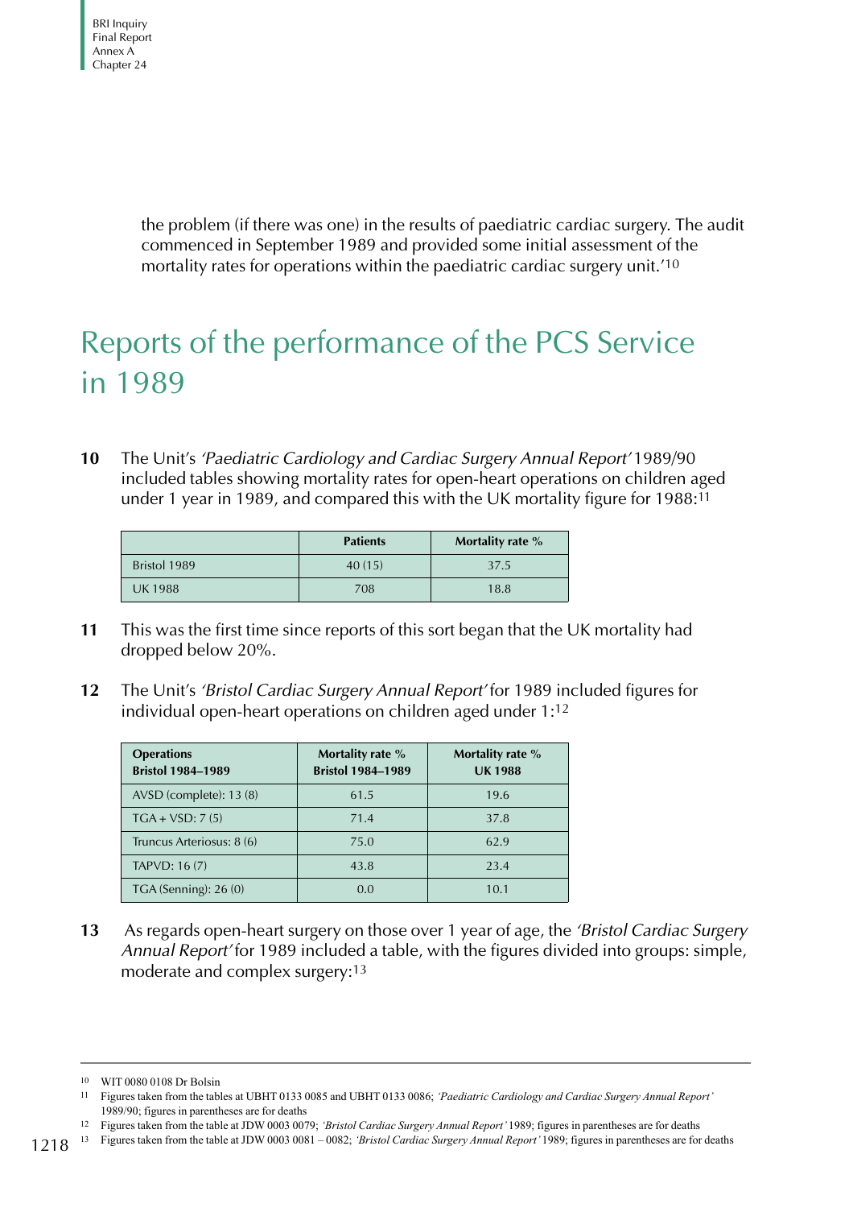the problem (if there was one) in the results of paediatric cardiac surgery. The audit commenced in September 1989 and provided some initial assessment of the mortality rates for operations within the paediatric cardiac surgery unit.'[10]

## Reports of the performance of the PCS Service in 1989

**10** The Unit's *'Paediatric Cardiology and Cardiac Surgery Annual Report'* 1989/90 included tables showing mortality rates for open-heart operations on children aged under 1 year in 1989, and compared this with the UK mortality figure for 1988:[11]

| | Patients | Mortality rate % |
|---|---|---|
| Bristol 1989 | 40 (15) | 37.5 |
| UK 1988 | 708 | 18.8 |

**11** This was the first time since reports of this sort began that the UK mortality had dropped below 20%.

**12** The Unit's *'Bristol Cardiac Surgery Annual Report'* for 1989 included figures for individual open-heart operations on children aged under 1:[12]

| Operations Bristol 1984–1989 | Mortality rate % Bristol 1984–1989 | Mortality rate % UK 1988 |
|---|---|---|
| AVSD (complete): 13 (8) | 61.5 | 19.6 |
| TGA + VSD: 7 (5) | 71.4 | 37.8 |
| Truncus Arteriosus: 8 (6) | 75.0 | 62.9 |
| TAPVD: 16 (7) | 43.8 | 23.4 |
| TGA (Senning): 26 (0) | 0.0 | 10.1 |

**13** As regards open-heart surgery on those over 1 year of age, the *'Bristol Cardiac Surgery Annual Report'* for 1989 included a table, with the figures divided into groups: simple, moderate and complex surgery:[13]

---

[10] WIT 0080 0108 Dr Bolsin

[11] Figures taken from the tables at UBHT 0133 0085 and UBHT 0133 0086; *'Paediatric Cardiology and Cardiac Surgery Annual Report'* 1989/90; figures in parentheses are for deaths

[12] Figures taken from the table at JDW 0003 0079; *'Bristol Cardiac Surgery Annual Report'* 1989; figures in parentheses are for deaths

[13] Figures taken from the table at JDW 0003 0081 – 0082; *'Bristol Cardiac Surgery Annual Report'* 1989; figures in parentheses are for deaths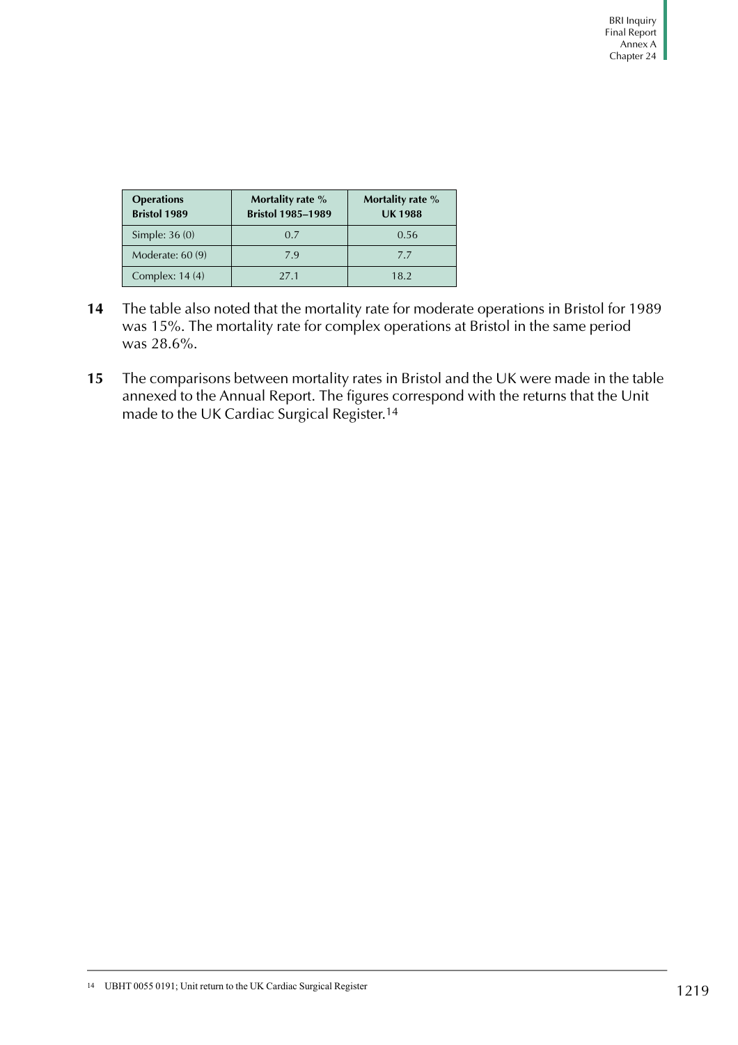| Operations Bristol 1989 | Mortality rate % Bristol 1985–1989 | Mortality rate % UK 1988 |
| --- | --- | --- |
| Simple: 36 (0) | 0.7 | 0.56 |
| Moderate: 60 (9) | 7.9 | 7.7 |
| Complex: 14 (4) | 27.1 | 18.2 |

**14** The table also noted that the mortality rate for moderate operations in Bristol for 1989 was 15%. The mortality rate for complex operations at Bristol in the same period was 28.6%.

**15** The comparisons between mortality rates in Bristol and the UK were made in the table annexed to the Annual Report. The figures correspond with the returns that the Unit made to the UK Cardiac Surgical Register.[14]

[14] UBHT 0055 0191; Unit return to the UK Cardiac Surgical Register